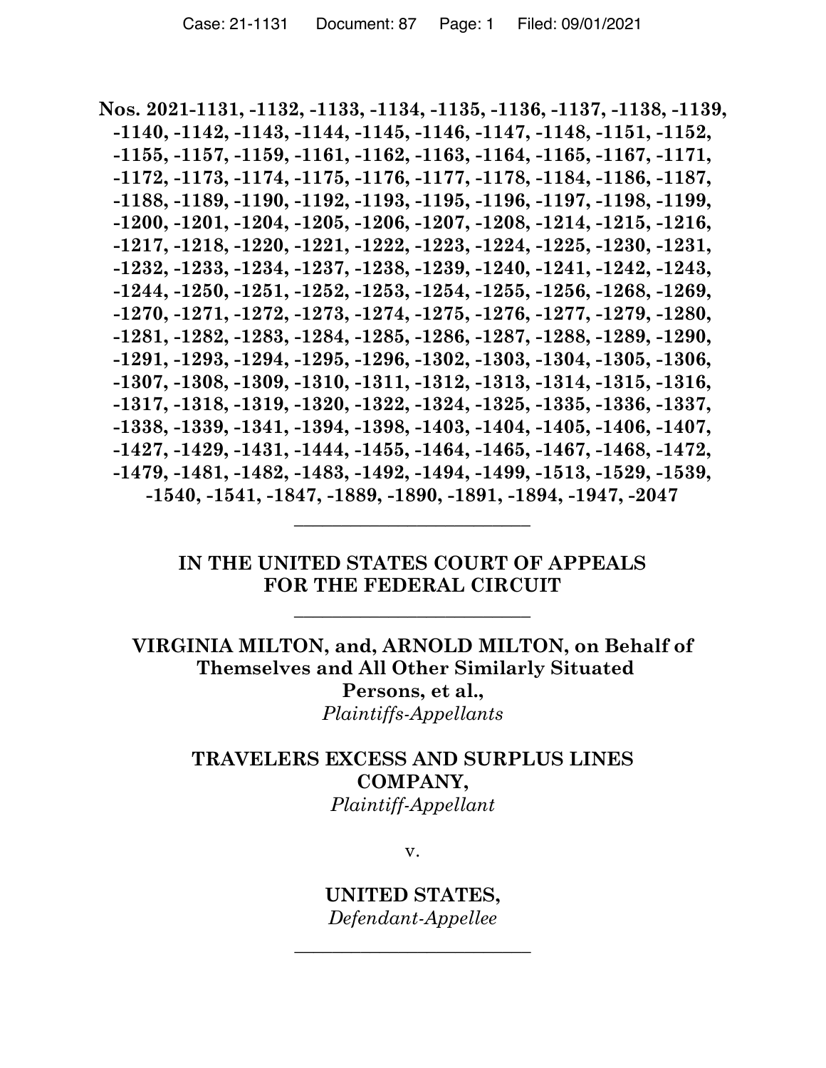**Nos. 2021-1131, -1132, -1133, -1134, -1135, -1136, -1137, -1138, -1139, -1140, -1142, -1143, -1144, -1145, -1146, -1147, -1148, -1151, -1152, -1155, -1157, -1159, -1161, -1162, -1163, -1164, -1165, -1167, -1171, -1172, -1173, -1174, -1175, -1176, -1177, -1178, -1184, -1186, -1187, -1188, -1189, -1190, -1192, -1193, -1195, -1196, -1197, -1198, -1199, -1200, -1201, -1204, -1205, -1206, -1207, -1208, -1214, -1215, -1216, -1217, -1218, -1220, -1221, -1222, -1223, -1224, -1225, -1230, -1231, -1232, -1233, -1234, -1237, -1238, -1239, -1240, -1241, -1242, -1243, -1244, -1250, -1251, -1252, -1253, -1254, -1255, -1256, -1268, -1269, -1270, -1271, -1272, -1273, -1274, -1275, -1276, -1277, -1279, -1280, -1281, -1282, -1283, -1284, -1285, -1286, -1287, -1288, -1289, -1290, -1291, -1293, -1294, -1295, -1296, -1302, -1303, -1304, -1305, -1306, -1307, -1308, -1309, -1310, -1311, -1312, -1313, -1314, -1315, -1316, -1317, -1318, -1319, -1320, -1322, -1324, -1325, -1335, -1336, -1337, -1338, -1339, -1341, -1394, -1398, -1403, -1404, -1405, -1406, -1407, -1427, -1429, -1431, -1444, -1455, -1464, -1465, -1467, -1468, -1472, -1479, -1481, -1482, -1483, -1492, -1494, -1499, -1513, -1529, -1539, -1540, -1541, -1847, -1889, -1890, -1891, -1894, -1947, -2047**

---

**IN THE UNITED STATES COURT OF APPEALS FOR THE FEDERAL CIRCUIT**

---

**VIRGINIA MILTON, and, ARNOLD MILTON, on Behalf of Themselves and All Other Similarly Situated Persons, et al.,**
*Plaintiffs-Appellants*

**TRAVELERS EXCESS AND SURPLUS LINES COMPANY,**
*Plaintiff-Appellant*

v.

**UNITED STATES,**
*Defendant-Appellee*

---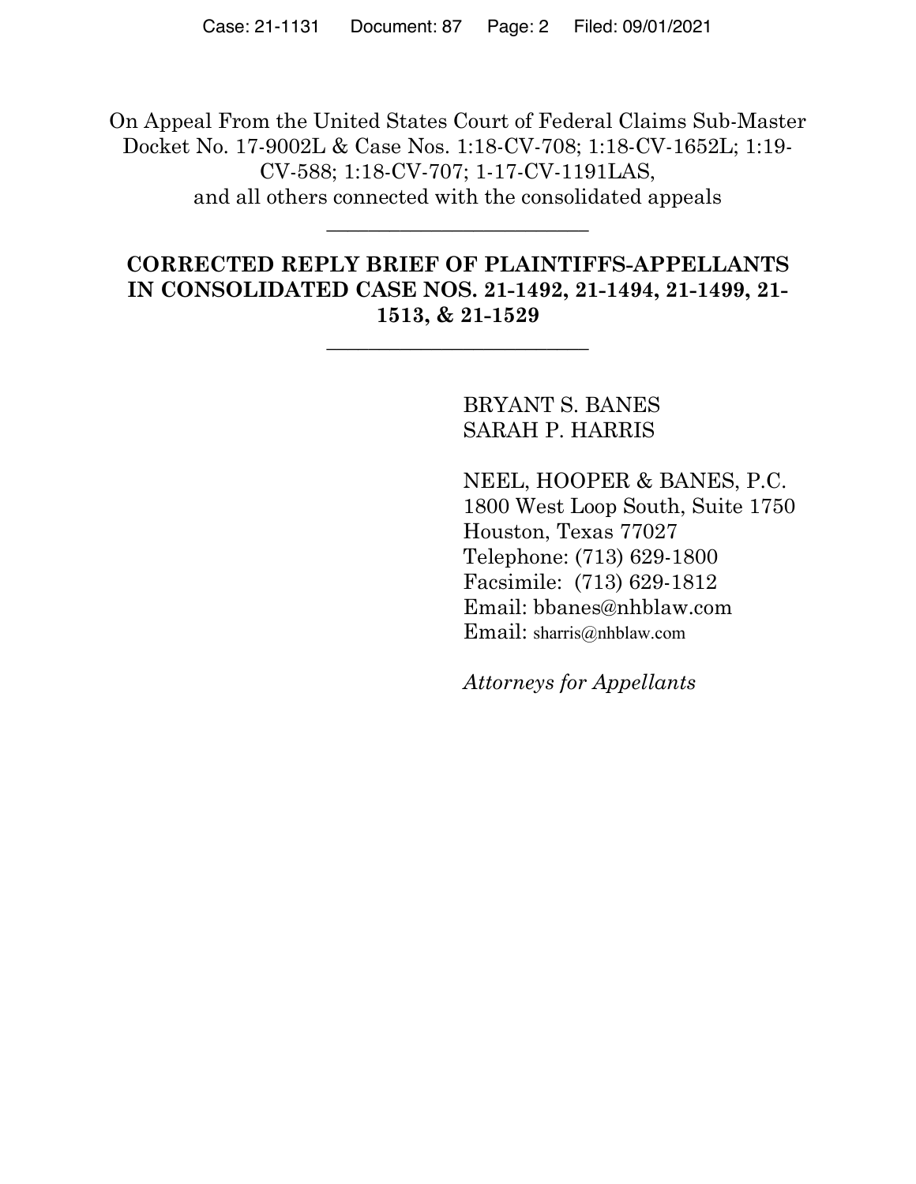On Appeal From the United States Court of Federal Claims Sub-Master Docket No. 17-9002L & Case Nos. 1:18-CV-708; 1:18-CV-1652L; 1:19-CV-588; 1:18-CV-707; 1-17-CV-1191LAS,
and all others connected with the consolidated appeals

---

**CORRECTED REPLY BRIEF OF PLAINTIFFS-APPELLANTS IN CONSOLIDATED CASE NOS. 21-1492, 21-1494, 21-1499, 21-1513, & 21-1529**

---

BRYANT S. BANES
SARAH P. HARRIS

NEEL, HOOPER & BANES, P.C.
1800 West Loop South, Suite 1750
Houston, Texas 77027
Telephone: (713) 629-1800
Facsimile: (713) 629-1812
Email: bbanes@nhblaw.com
Email: sharris@nhblaw.com

*Attorneys for Appellants*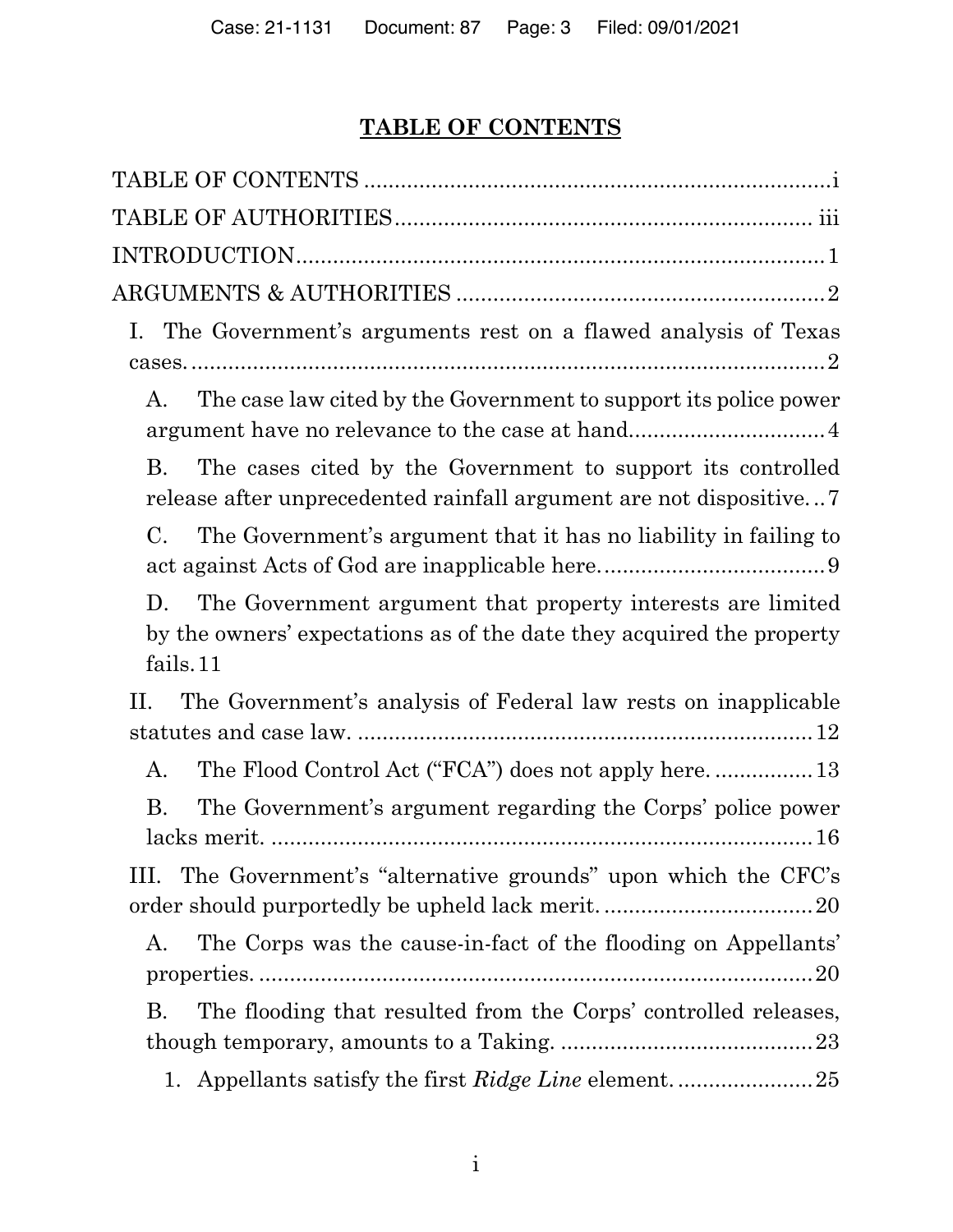## TABLE OF CONTENTS

TABLE OF CONTENTS ........................................................................... i

TABLE OF AUTHORITIES .................................................................. iii

INTRODUCTION ..................................................................................... 1

ARGUMENTS & AUTHORITIES ............................................................ 2

- I. The Government's arguments rest on a flawed analysis of Texas cases. ........................................................................................ 2
  - A. The case law cited by the Government to support its police power argument have no relevance to the case at hand. ............................... 4
  - B. The cases cited by the Government to support its controlled release after unprecedented rainfall argument are not dispositive. .. 7
  - C. The Government's argument that it has no liability in failing to act against Acts of God are inapplicable here. .................................... 9
  - D. The Government argument that property interests are limited by the owners' expectations as of the date they acquired the property fails. 11
- II. The Government's analysis of Federal law rests on inapplicable statutes and case law. ......................................................................... 12
  - A. The Flood Control Act ("FCA") does not apply here. ................ 13
  - B. The Government's argument regarding the Corps' police power lacks merit. ........................................................................................ 16
- III. The Government's "alternative grounds" upon which the CFC's order should purportedly be upheld lack merit. ................................. 20
  - A. The Corps was the cause-in-fact of the flooding on Appellants' properties. .......................................................................................... 20
  - B. The flooding that resulted from the Corps' controlled releases, though temporary, amounts to a Taking. ......................................... 23
    1. Appellants satisfy the first *Ridge Line* element. ...................... 25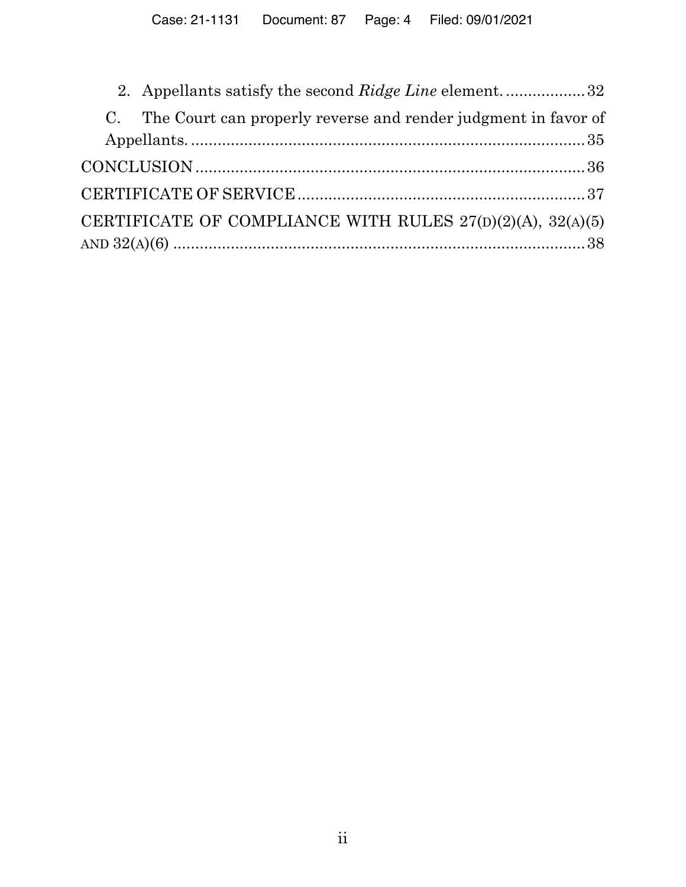2. Appellants satisfy the second *Ridge Line* element. .................. 32

C. The Court can properly reverse and render judgment in favor of Appellants. ........................................................................... 35

CONCLUSION ........................................................................... 36

CERTIFICATE OF SERVICE ................................................................. 37

CERTIFICATE OF COMPLIANCE WITH RULES 27(D)(2)(A), 32(A)(5) AND 32(A)(6) ........................................................................... 38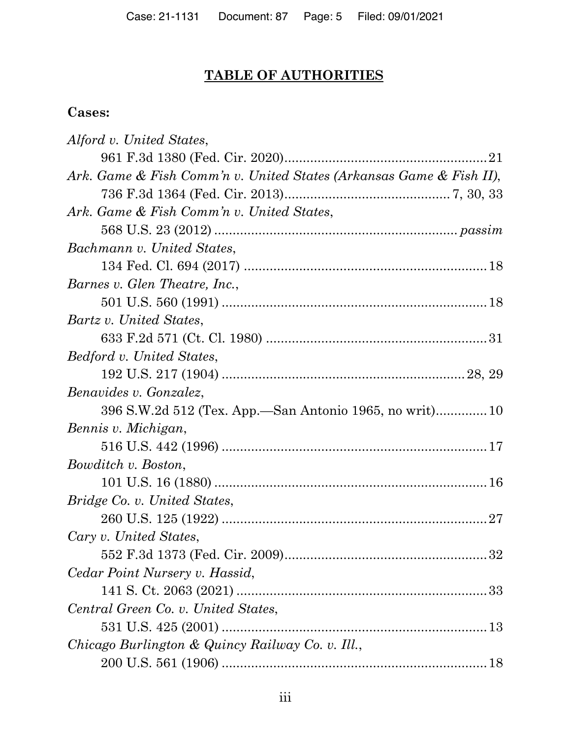# TABLE OF AUTHORITIES

**Cases:**

*Alford v. United States*,
961 F.3d 1380 (Fed. Cir. 2020)....................................................21

*Ark. Game & Fish Comm'n v. United States (Arkansas Game & Fish II)*,
736 F.3d 1364 (Fed. Cir. 2013)..........................................7, 30, 33

*Ark. Game & Fish Comm'n v. United States*,
568 U.S. 23 (2012) ............................................................... *passim*

*Bachmann v. United States*,
134 Fed. Cl. 694 (2017) ...............................................................18

*Barnes v. Glen Theatre, Inc.*,
501 U.S. 560 (1991) ....................................................................18

*Bartz v. United States*,
633 F.2d 571 (Ct. Cl. 1980) .........................................................31

*Bedford v. United States*,
192 U.S. 217 (1904) ..............................................................28, 29

*Benavides v. Gonzalez*,
396 S.W.2d 512 (Tex. App.—San Antonio 1965, no writ).............10

*Bennis v. Michigan*,
516 U.S. 442 (1996) ....................................................................17

*Bowditch v. Boston*,
101 U.S. 16 (1880) ......................................................................16

*Bridge Co. v. United States*,
260 U.S. 125 (1922) ....................................................................27

*Cary v. United States*,
552 F.3d 1373 (Fed. Cir. 2009)....................................................32

*Cedar Point Nursery v. Hassid*,
141 S. Ct. 2063 (2021) .................................................................33

*Central Green Co. v. United States*,
531 U.S. 425 (2001) ....................................................................13

*Chicago Burlington & Quincy Railway Co. v. Ill.*,
200 U.S. 561 (1906) ....................................................................18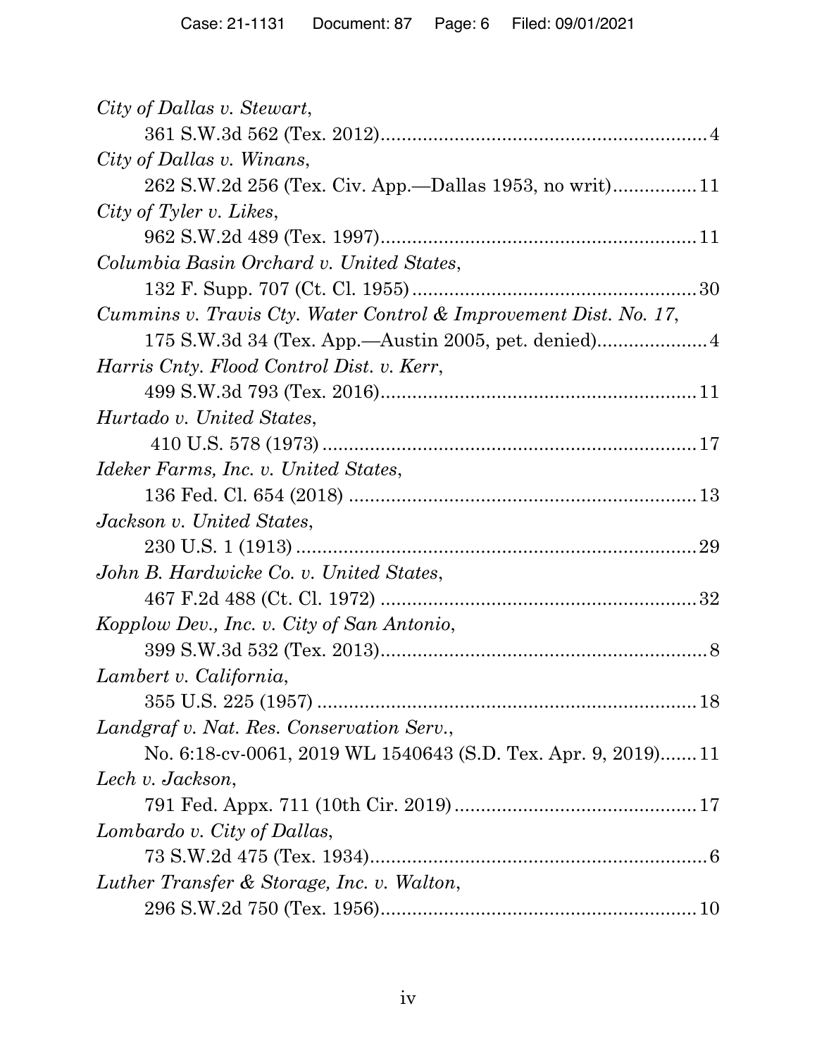*City of Dallas v. Stewart*,
    361 S.W.3d 562 (Tex. 2012)............................................................4

*City of Dallas v. Winans*,
    262 S.W.2d 256 (Tex. Civ. App.—Dallas 1953, no writ)...............11

*City of Tyler v. Likes*,
    962 S.W.2d 489 (Tex. 1997)..........................................................11

*Columbia Basin Orchard v. United States*,
    132 F. Supp. 707 (Ct. Cl. 1955).....................................................30

*Cummins v. Travis Cty. Water Control & Improvement Dist. No. 17*,
    175 S.W.3d 34 (Tex. App.—Austin 2005, pet. denied)....................4

*Harris Cnty. Flood Control Dist. v. Kerr*,
    499 S.W.3d 793 (Tex. 2016)..........................................................11

*Hurtado v. United States*,
    410 U.S. 578 (1973).......................................................................17

*Ideker Farms, Inc. v. United States*,
    136 Fed. Cl. 654 (2018)..................................................................13

*Jackson v. United States*,
    230 U.S. 1 (1913)............................................................................29

*John B. Hardwicke Co. v. United States*,
    467 F.2d 488 (Ct. Cl. 1972)............................................................32

*Kopplow Dev., Inc. v. City of San Antonio*,
    399 S.W.3d 532 (Tex. 2013)............................................................8

*Lambert v. California*,
    355 U.S. 225 (1957)........................................................................18

*Landgraf v. Nat. Res. Conservation Serv.*,
    No. 6:18-cv-0061, 2019 WL 1540643 (S.D. Tex. Apr. 9, 2019).......11

*Lech v. Jackson*,
    791 Fed. Appx. 711 (10th Cir. 2019)..............................................17

*Lombardo v. City of Dallas*,
    73 S.W.2d 475 (Tex. 1934)..............................................................6

*Luther Transfer & Storage, Inc. v. Walton*,
    296 S.W.2d 750 (Tex. 1956)..........................................................10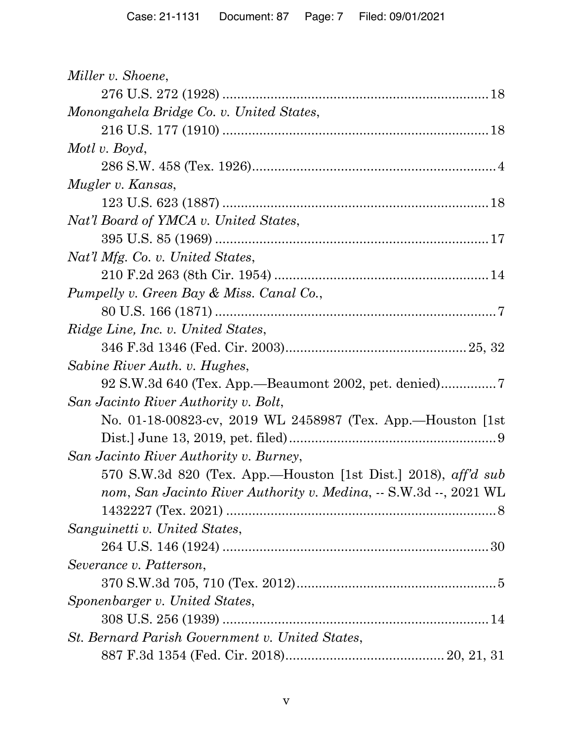*Miller v. Shoene*,
276 U.S. 272 (1928) ........................................................................ 18

*Monongahela Bridge Co. v. United States*,
216 U.S. 177 (1910) ........................................................................ 18

*Motl v. Boyd*,
286 S.W. 458 (Tex. 1926)................................................................. 4

*Mugler v. Kansas*,
123 U.S. 623 (1887) ........................................................................ 18

*Nat'l Board of YMCA v. United States*,
395 U.S. 85 (1969) .......................................................................... 17

*Nat'l Mfg. Co. v. United States*,
210 F.2d 263 (8th Cir. 1954) .......................................................... 14

*Pumpelly v. Green Bay & Miss. Canal Co.*,
80 U.S. 166 (1871) ........................................................................... 7

*Ridge Line, Inc. v. United States*,
346 F.3d 1346 (Fed. Cir. 2003)................................................ 25, 32

*Sabine River Auth. v. Hughes*,
92 S.W.3d 640 (Tex. App.—Beaumont 2002, pet. denied)............... 7

*San Jacinto River Authority v. Bolt*,
No. 01-18-00823-cv, 2019 WL 2458987 (Tex. App.—Houston [1st Dist.] June 13, 2019, pet. filed) ........................................................ 9

*San Jacinto River Authority v. Burney*,
570 S.W.3d 820 (Tex. App.—Houston [1st Dist.] 2018), *aff'd sub nom*, *San Jacinto River Authority v. Medina*, -- S.W.3d --, 2021 WL 1432227 (Tex. 2021) ........................................................................ 8

*Sanguinetti v. United States*,
264 U.S. 146 (1924) ........................................................................ 30

*Severance v. Patterson*,
370 S.W.3d 705, 710 (Tex. 2012)...................................................... 5

*Sponenbarger v. United States*,
308 U.S. 256 (1939) ........................................................................ 14

*St. Bernard Parish Government v. United States*,
887 F.3d 1354 (Fed. Cir. 2018).......................................... 20, 21, 31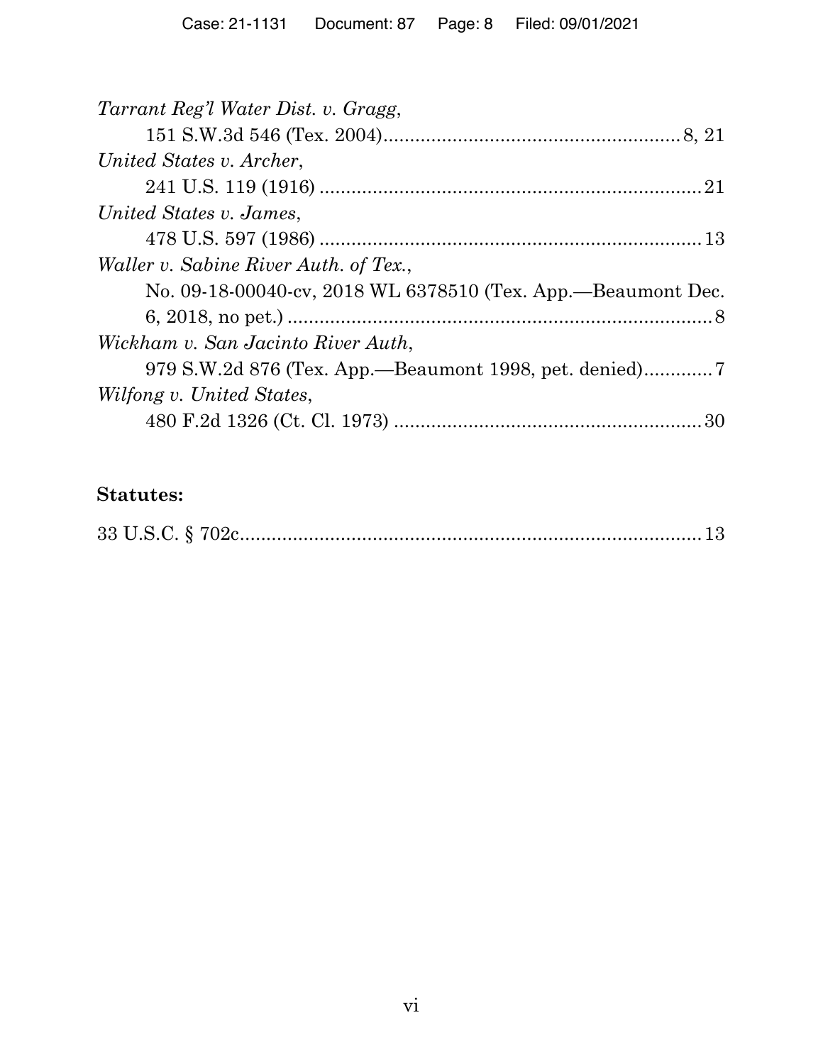*Tarrant Reg'l Water Dist. v. Gragg*,
151 S.W.3d 546 (Tex. 2004)........................................................ 8, 21

*United States v. Archer*,
241 U.S. 119 (1916) ........................................................................ 21

*United States v. James*,
478 U.S. 597 (1986) ........................................................................ 13

*Waller v. Sabine River Auth. of Tex.*,
No. 09-18-00040-cv, 2018 WL 6378510 (Tex. App.—Beaumont Dec. 6, 2018, no pet.) ........................................................................ 8

*Wickham v. San Jacinto River Auth*,
979 S.W.2d 876 (Tex. App.—Beaumont 1998, pet. denied)............. 7

*Wilfong v. United States*,
480 F.2d 1326 (Ct. Cl. 1973) .......................................................... 30

**Statutes:**

33 U.S.C. § 702c........................................................................ 13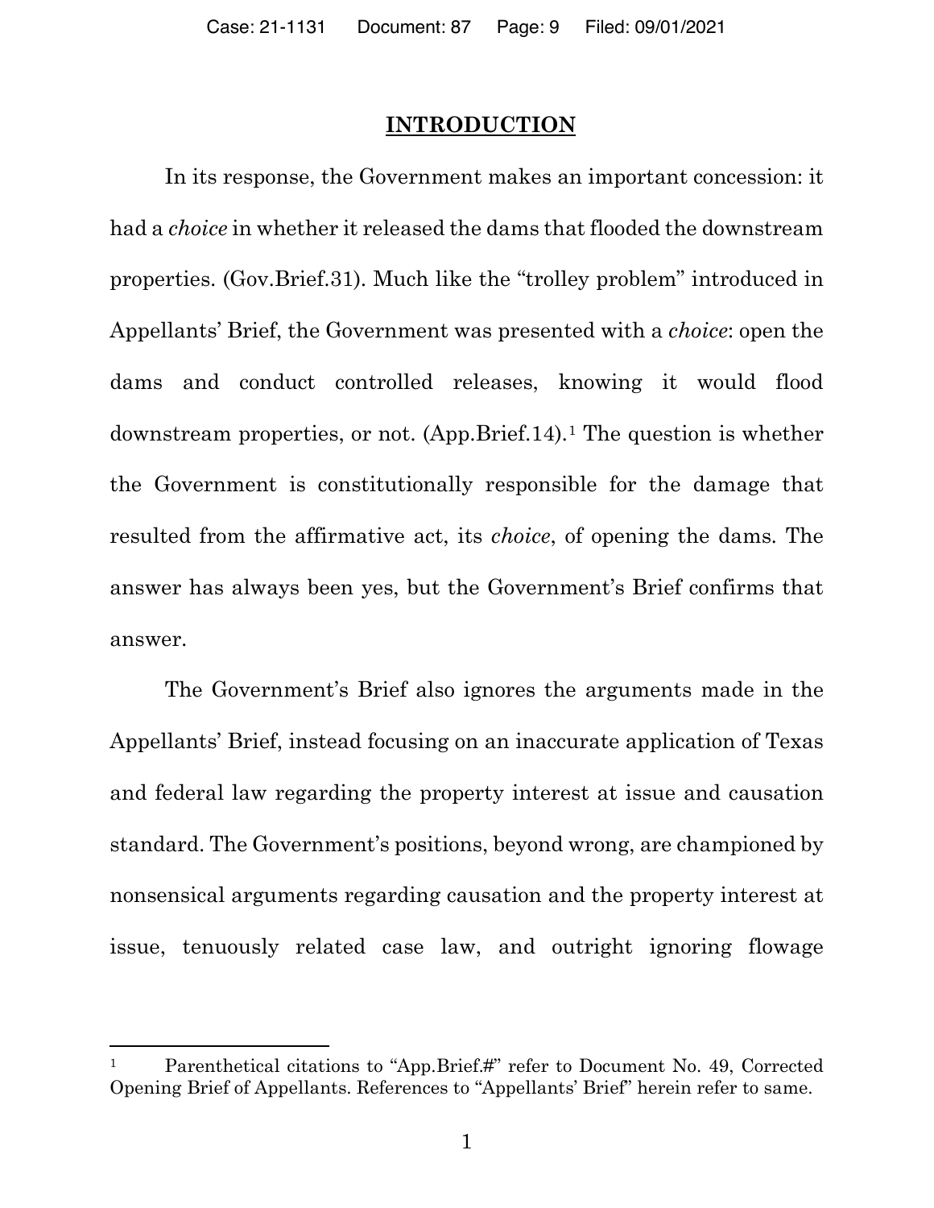## INTRODUCTION

In its response, the Government makes an important concession: it had a *choice* in whether it released the dams that flooded the downstream properties. (Gov.Brief.31). Much like the "trolley problem" introduced in Appellants' Brief, the Government was presented with a *choice*: open the dams and conduct controlled releases, knowing it would flood downstream properties, or not. (App.Brief.14).[1] The question is whether the Government is constitutionally responsible for the damage that resulted from the affirmative act, its *choice*, of opening the dams. The answer has always been yes, but the Government's Brief confirms that answer.

The Government's Brief also ignores the arguments made in the Appellants' Brief, instead focusing on an inaccurate application of Texas and federal law regarding the property interest at issue and causation standard. The Government's positions, beyond wrong, are championed by nonsensical arguments regarding causation and the property interest at issue, tenuously related case law, and outright ignoring flowage

---

[1] Parenthetical citations to "App.Brief.#" refer to Document No. 49, Corrected Opening Brief of Appellants. References to "Appellants' Brief" herein refer to same.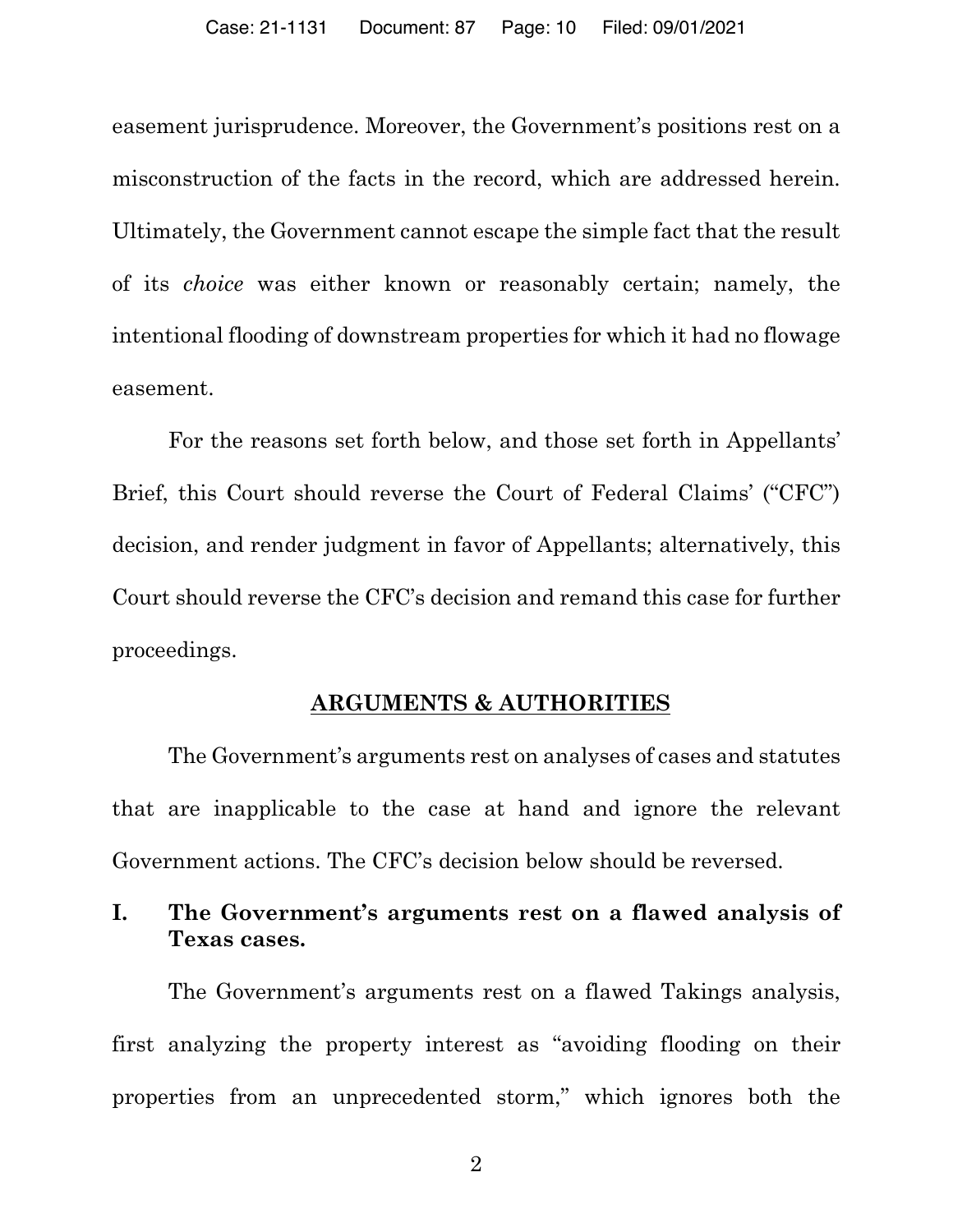easement jurisprudence. Moreover, the Government's positions rest on a misconstruction of the facts in the record, which are addressed herein. Ultimately, the Government cannot escape the simple fact that the result of its *choice* was either known or reasonably certain; namely, the intentional flooding of downstream properties for which it had no flowage easement.

For the reasons set forth below, and those set forth in Appellants' Brief, this Court should reverse the Court of Federal Claims' ("CFC") decision, and render judgment in favor of Appellants; alternatively, this Court should reverse the CFC's decision and remand this case for further proceedings.

## ARGUMENTS & AUTHORITIES

The Government's arguments rest on analyses of cases and statutes that are inapplicable to the case at hand and ignore the relevant Government actions. The CFC's decision below should be reversed.

### I. The Government's arguments rest on a flawed analysis of Texas cases.

The Government's arguments rest on a flawed Takings analysis, first analyzing the property interest as "avoiding flooding on their properties from an unprecedented storm," which ignores both the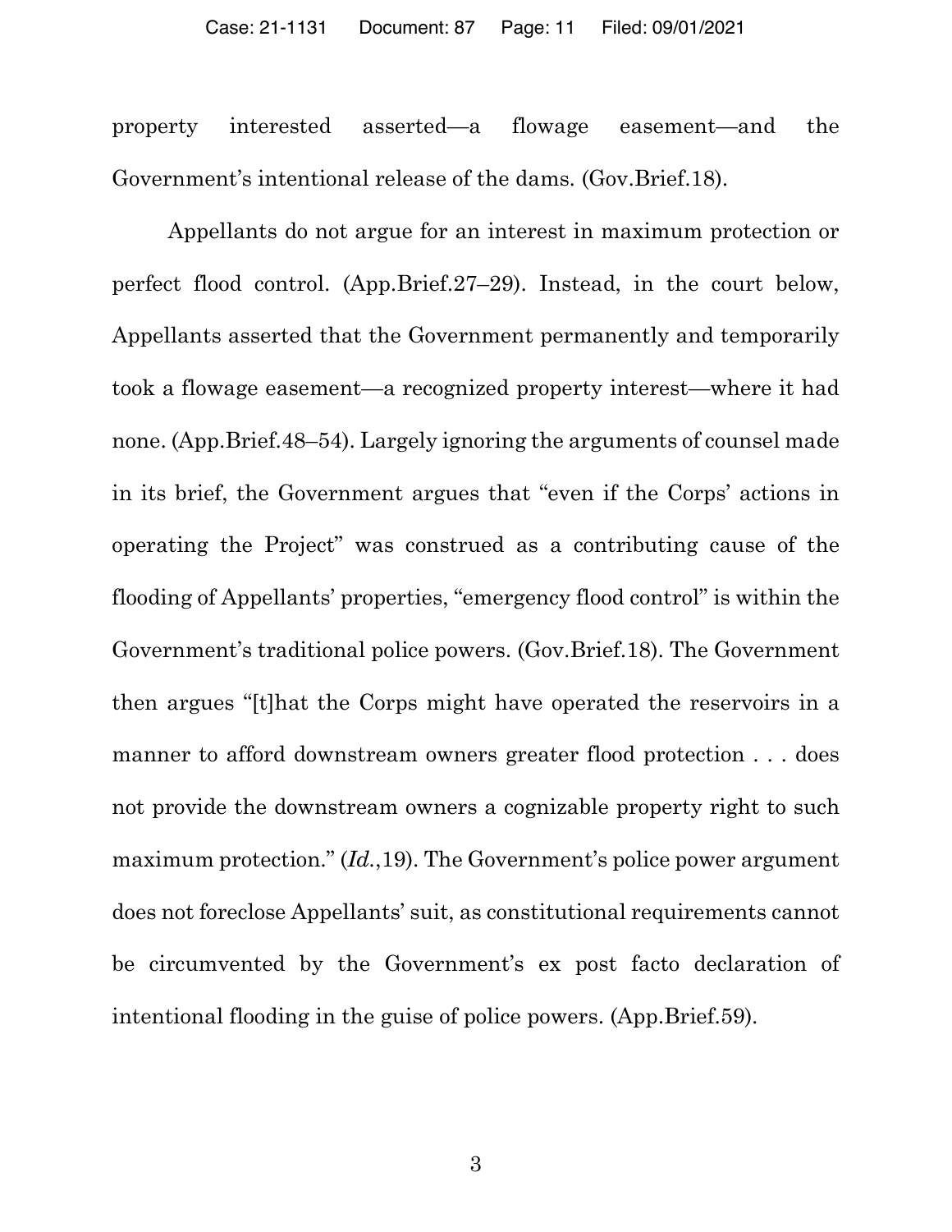property interested asserted—a flowage easement—and the Government's intentional release of the dams. (Gov.Brief.18).

Appellants do not argue for an interest in maximum protection or perfect flood control. (App.Brief.27–29). Instead, in the court below, Appellants asserted that the Government permanently and temporarily took a flowage easement—a recognized property interest—where it had none. (App.Brief.48–54). Largely ignoring the arguments of counsel made in its brief, the Government argues that "even if the Corps' actions in operating the Project" was construed as a contributing cause of the flooding of Appellants' properties, "emergency flood control" is within the Government's traditional police powers. (Gov.Brief.18). The Government then argues "[t]hat the Corps might have operated the reservoirs in a manner to afford downstream owners greater flood protection . . . does not provide the downstream owners a cognizable property right to such maximum protection." (*Id.*,19). The Government's police power argument does not foreclose Appellants' suit, as constitutional requirements cannot be circumvented by the Government's ex post facto declaration of intentional flooding in the guise of police powers. (App.Brief.59).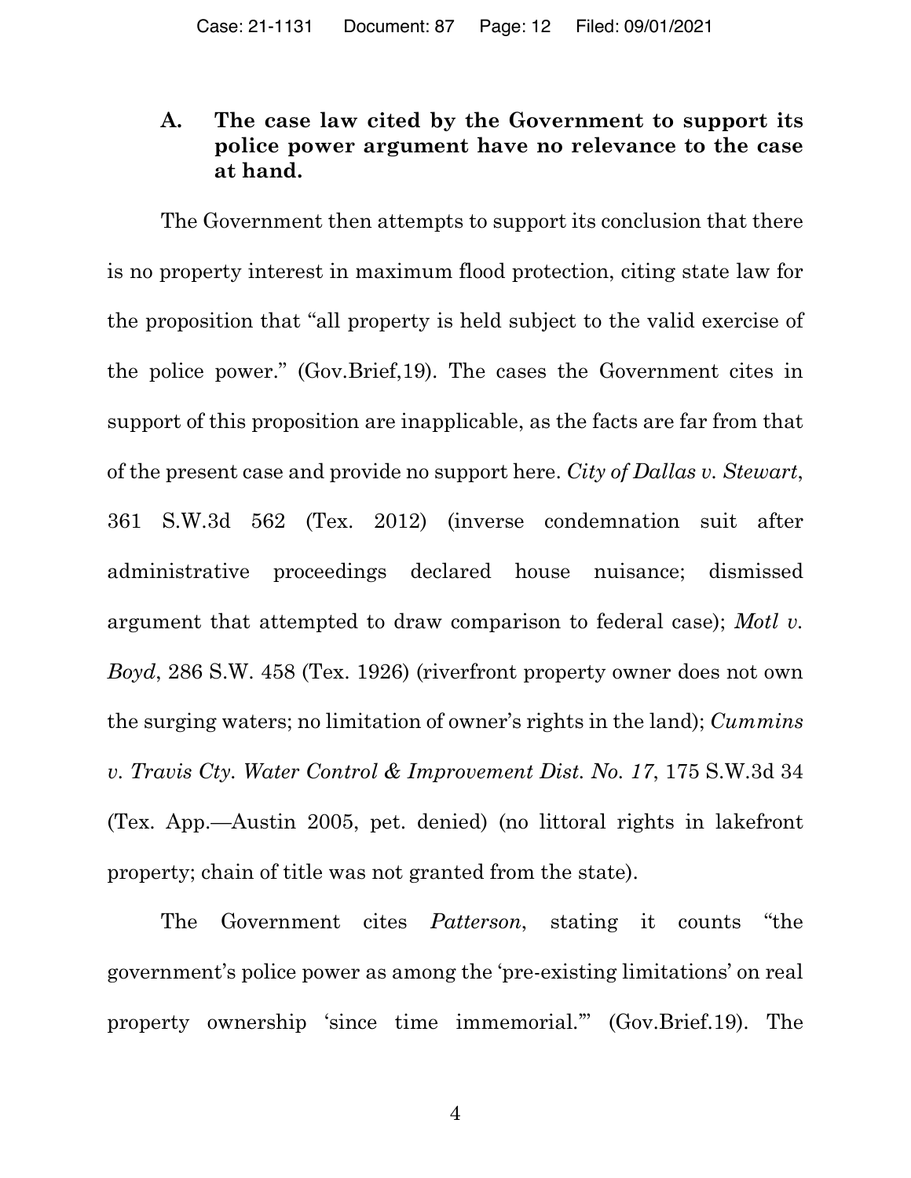### A. The case law cited by the Government to support its police power argument have no relevance to the case at hand.

The Government then attempts to support its conclusion that there is no property interest in maximum flood protection, citing state law for the proposition that "all property is held subject to the valid exercise of the police power." (Gov.Brief,19). The cases the Government cites in support of this proposition are inapplicable, as the facts are far from that of the present case and provide no support here. *City of Dallas v. Stewart*, 361 S.W.3d 562 (Tex. 2012) (inverse condemnation suit after administrative proceedings declared house nuisance; dismissed argument that attempted to draw comparison to federal case); *Motl v. Boyd*, 286 S.W. 458 (Tex. 1926) (riverfront property owner does not own the surging waters; no limitation of owner's rights in the land); *Cummins v. Travis Cty. Water Control & Improvement Dist. No. 17*, 175 S.W.3d 34 (Tex. App.—Austin 2005, pet. denied) (no littoral rights in lakefront property; chain of title was not granted from the state).

The Government cites *Patterson*, stating it counts "the government's police power as among the 'pre-existing limitations' on real property ownership 'since time immemorial.'" (Gov.Brief.19). The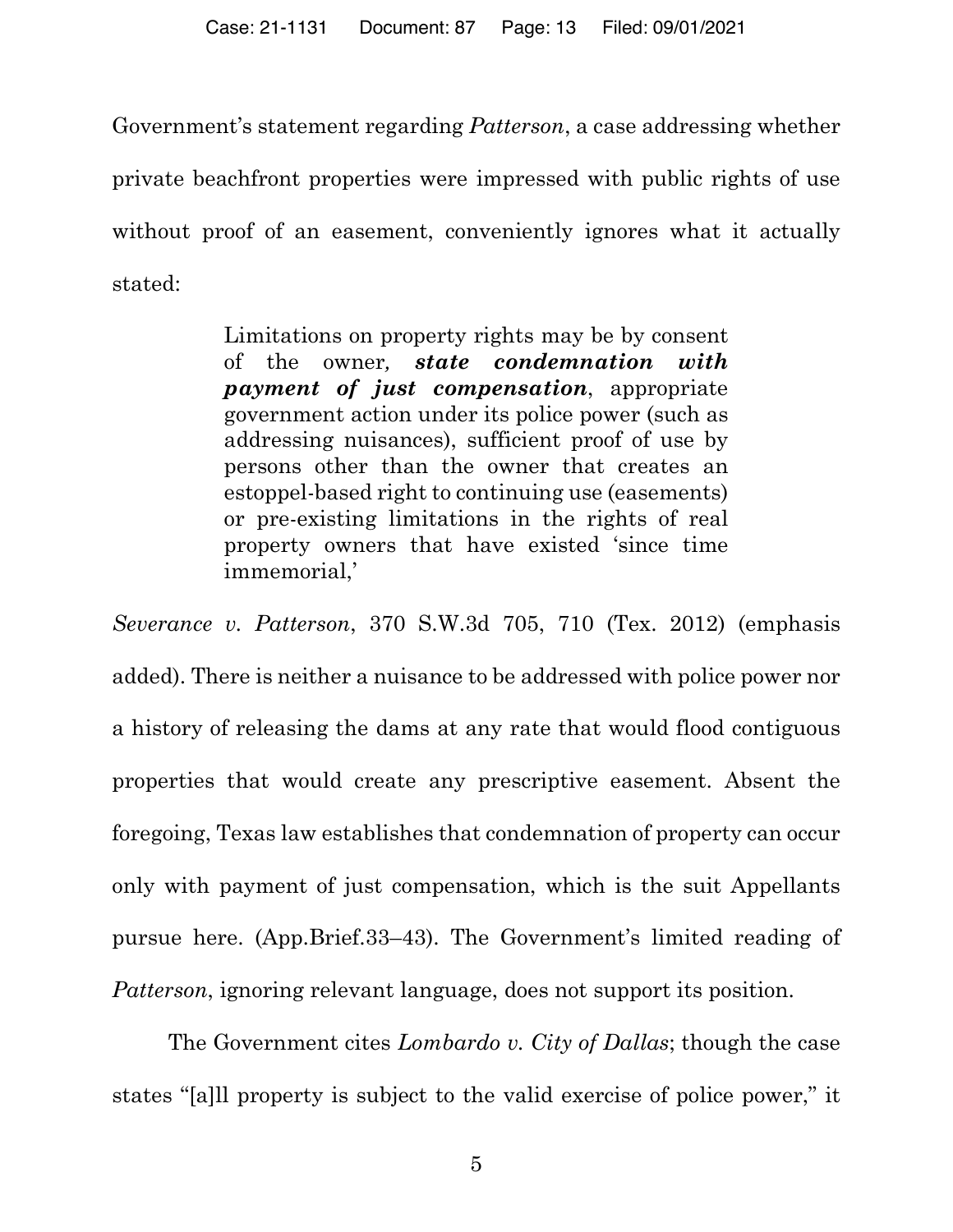Government's statement regarding *Patterson*, a case addressing whether private beachfront properties were impressed with public rights of use without proof of an easement, conveniently ignores what it actually stated:

> Limitations on property rights may be by consent of the owner, ***state condemnation with payment of just compensation***, appropriate government action under its police power (such as addressing nuisances), sufficient proof of use by persons other than the owner that creates an estoppel-based right to continuing use (easements) or pre-existing limitations in the rights of real property owners that have existed 'since time immemorial,'

*Severance v. Patterson*, 370 S.W.3d 705, 710 (Tex. 2012) (emphasis added). There is neither a nuisance to be addressed with police power nor a history of releasing the dams at any rate that would flood contiguous properties that would create any prescriptive easement. Absent the foregoing, Texas law establishes that condemnation of property can occur only with payment of just compensation, which is the suit Appellants pursue here. (App.Brief.33–43). The Government's limited reading of *Patterson*, ignoring relevant language, does not support its position.

The Government cites *Lombardo v. City of Dallas*; though the case states "[a]ll property is subject to the valid exercise of police power," it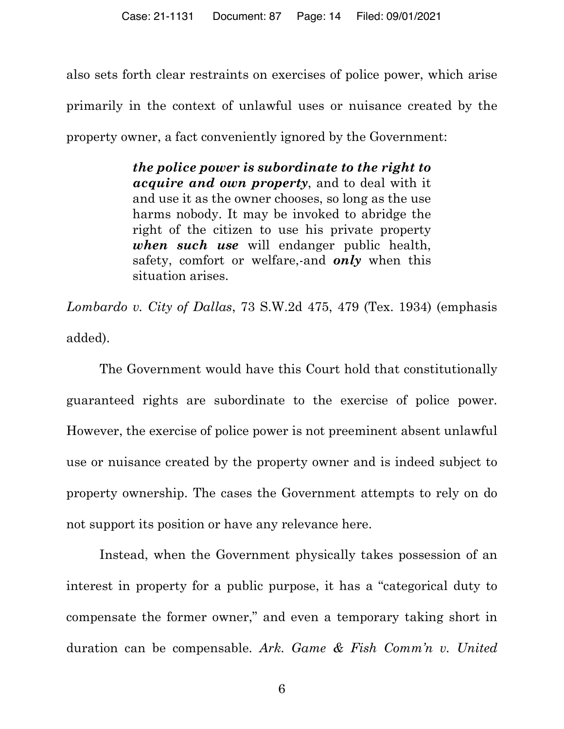also sets forth clear restraints on exercises of police power, which arise primarily in the context of unlawful uses or nuisance created by the property owner, a fact conveniently ignored by the Government:

> ***the police power is subordinate to the right to acquire and own property***, and to deal with it and use it as the owner chooses, so long as the use harms nobody. It may be invoked to abridge the right of the citizen to use his private property ***when such use*** will endanger public health, safety, comfort or welfare,-and ***only*** when this situation arises.

*Lombardo v. City of Dallas*, 73 S.W.2d 475, 479 (Tex. 1934) (emphasis added).

The Government would have this Court hold that constitutionally guaranteed rights are subordinate to the exercise of police power. However, the exercise of police power is not preeminent absent unlawful use or nuisance created by the property owner and is indeed subject to property ownership. The cases the Government attempts to rely on do not support its position or have any relevance here.

Instead, when the Government physically takes possession of an interest in property for a public purpose, it has a "categorical duty to compensate the former owner," and even a temporary taking short in duration can be compensable. *Ark. Game & Fish Comm'n v. United*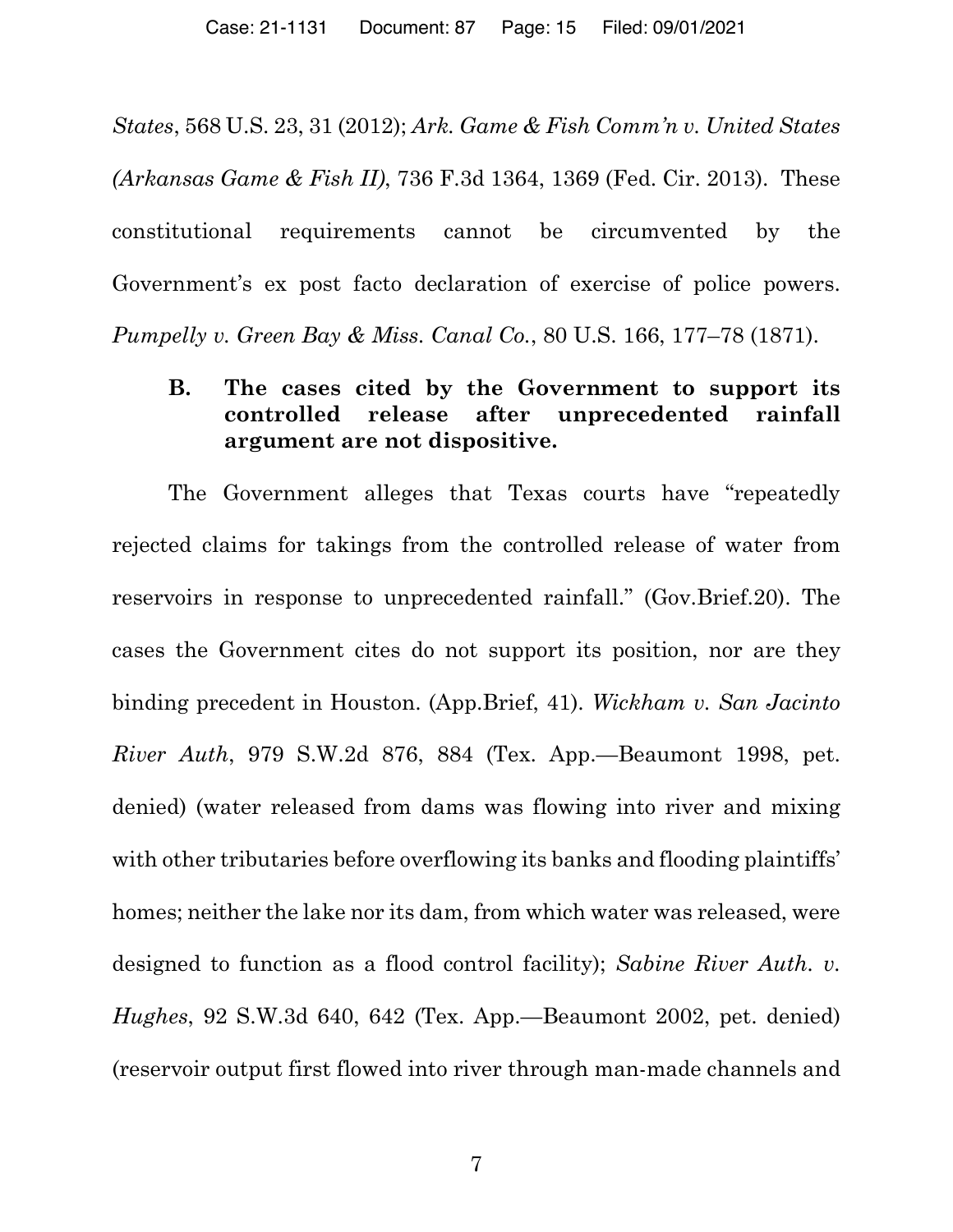*States*, 568 U.S. 23, 31 (2012); *Ark. Game & Fish Comm'n v. United States (Arkansas Game & Fish II)*, 736 F.3d 1364, 1369 (Fed. Cir. 2013). These constitutional requirements cannot be circumvented by the Government's ex post facto declaration of exercise of police powers. *Pumpelly v. Green Bay & Miss. Canal Co.*, 80 U.S. 166, 177–78 (1871).

### B. The cases cited by the Government to support its controlled release after unprecedented rainfall argument are not dispositive.

The Government alleges that Texas courts have "repeatedly rejected claims for takings from the controlled release of water from reservoirs in response to unprecedented rainfall." (Gov.Brief.20). The cases the Government cites do not support its position, nor are they binding precedent in Houston. (App.Brief, 41). *Wickham v. San Jacinto River Auth*, 979 S.W.2d 876, 884 (Tex. App.—Beaumont 1998, pet. denied) (water released from dams was flowing into river and mixing with other tributaries before overflowing its banks and flooding plaintiffs' homes; neither the lake nor its dam, from which water was released, were designed to function as a flood control facility); *Sabine River Auth. v. Hughes*, 92 S.W.3d 640, 642 (Tex. App.—Beaumont 2002, pet. denied) (reservoir output first flowed into river through man-made channels and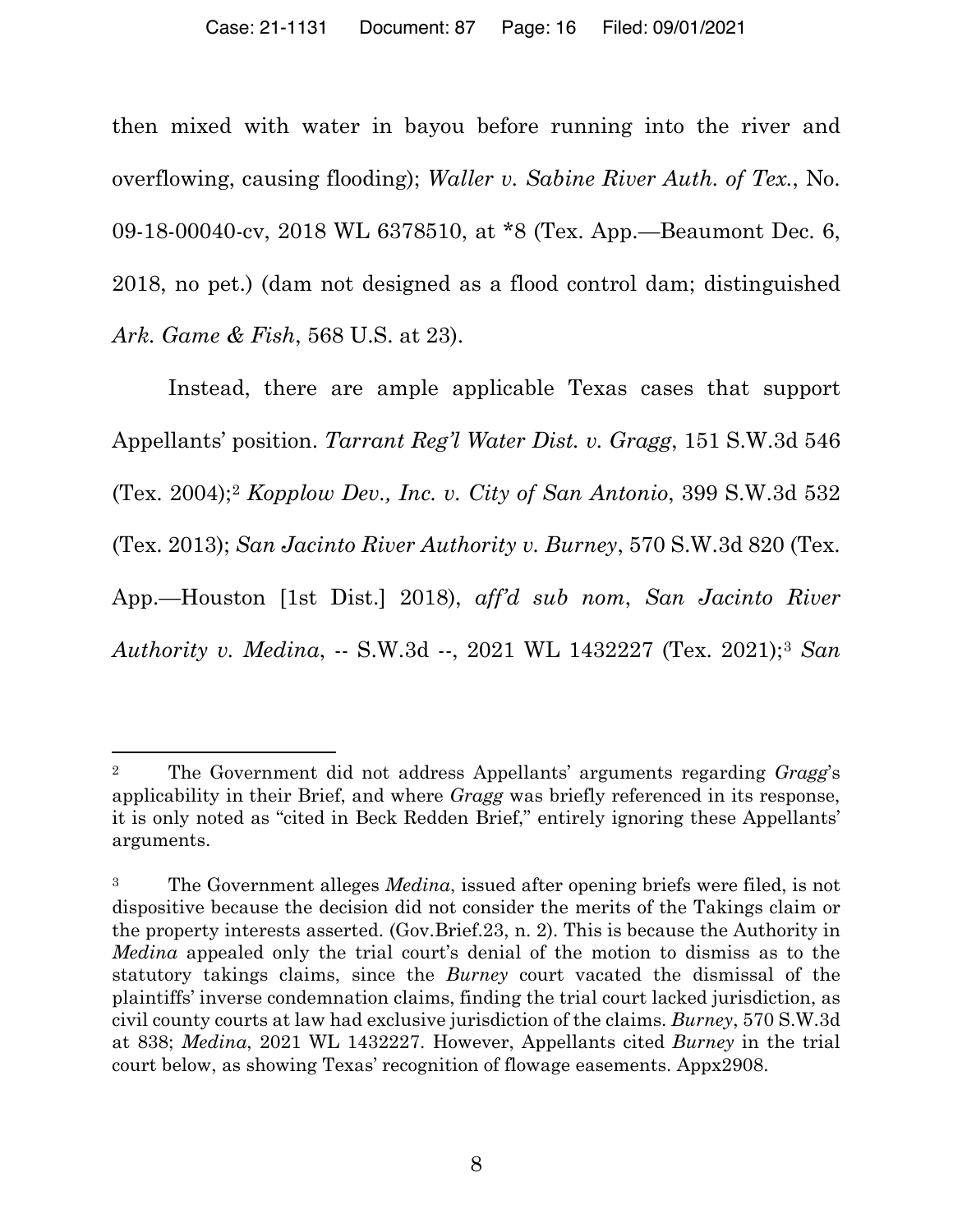then mixed with water in bayou before running into the river and overflowing, causing flooding); *Waller v. Sabine River Auth. of Tex.*, No. 09-18-00040-cv, 2018 WL 6378510, at *8 (Tex. App.—Beaumont Dec. 6, 2018, no pet.) (dam not designed as a flood control dam; distinguished *Ark. Game & Fish*, 568 U.S. at 23).

Instead, there are ample applicable Texas cases that support Appellants' position. *Tarrant Reg'l Water Dist. v. Gragg*, 151 S.W.3d 546 (Tex. 2004);[2] *Kopplow Dev., Inc. v. City of San Antonio*, 399 S.W.3d 532 (Tex. 2013); *San Jacinto River Authority v. Burney*, 570 S.W.3d 820 (Tex. App.—Houston [1st Dist.] 2018), *aff'd sub nom*, *San Jacinto River Authority v. Medina*, -- S.W.3d --, 2021 WL 1432227 (Tex. 2021);[3] *San*

---

[2] The Government did not address Appellants' arguments regarding *Gragg*'s applicability in their Brief, and where *Gragg* was briefly referenced in its response, it is only noted as "cited in Beck Redden Brief," entirely ignoring these Appellants' arguments.

[3] The Government alleges *Medina*, issued after opening briefs were filed, is not dispositive because the decision did not consider the merits of the Takings claim or the property interests asserted. (Gov.Brief.23, n. 2). This is because the Authority in *Medina* appealed only the trial court's denial of the motion to dismiss as to the statutory takings claims, since the *Burney* court vacated the dismissal of the plaintiffs' inverse condemnation claims, finding the trial court lacked jurisdiction, as civil county courts at law had exclusive jurisdiction of the claims. *Burney*, 570 S.W.3d at 838; *Medina*, 2021 WL 1432227. However, Appellants cited *Burney* in the trial court below, as showing Texas' recognition of flowage easements. Appx2908.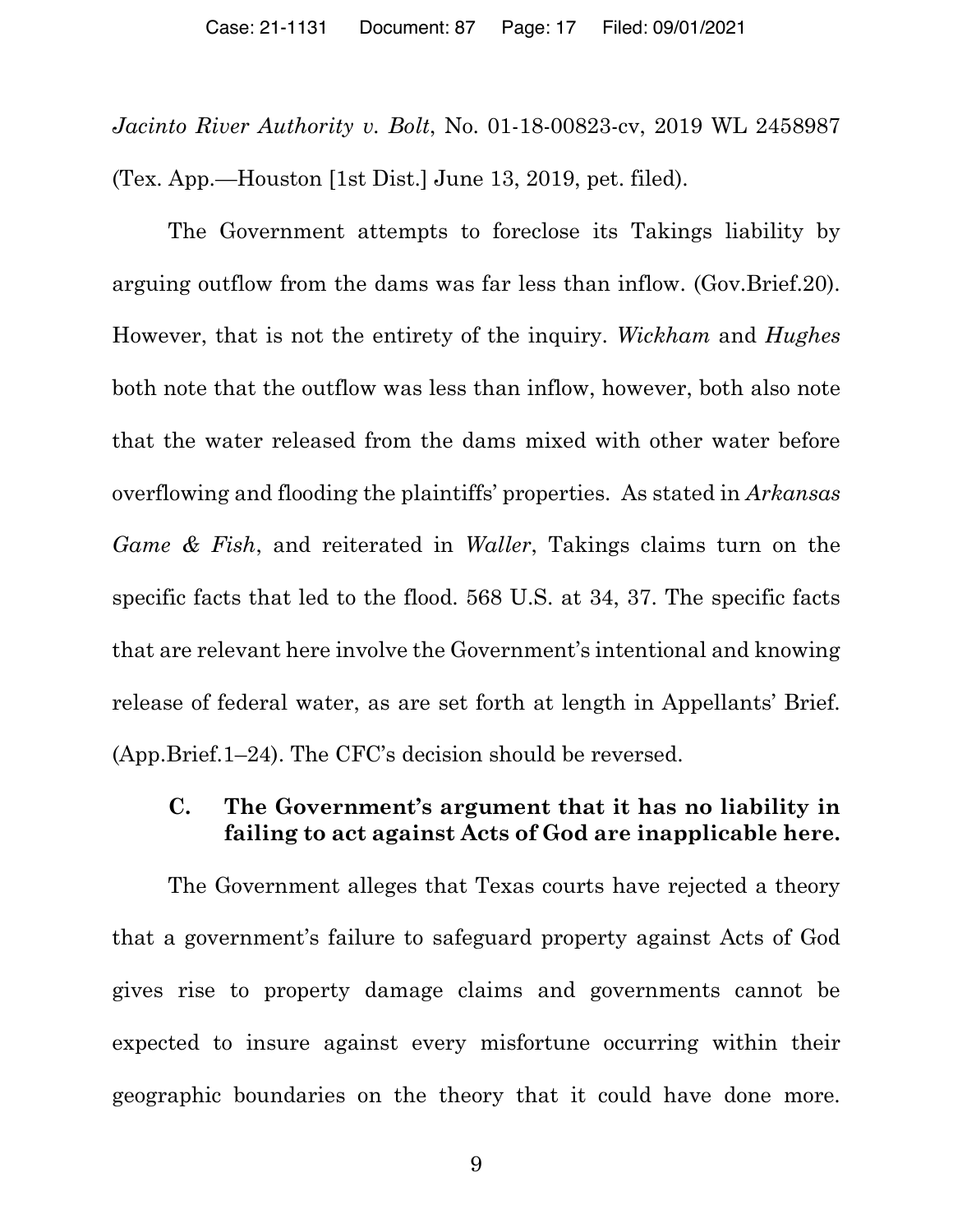*Jacinto River Authority v. Bolt*, No. 01-18-00823-cv, 2019 WL 2458987 (Tex. App.—Houston [1st Dist.] June 13, 2019, pet. filed).

The Government attempts to foreclose its Takings liability by arguing outflow from the dams was far less than inflow. (Gov.Brief.20). However, that is not the entirety of the inquiry. *Wickham* and *Hughes* both note that the outflow was less than inflow, however, both also note that the water released from the dams mixed with other water before overflowing and flooding the plaintiffs' properties. As stated in *Arkansas Game & Fish*, and reiterated in *Waller*, Takings claims turn on the specific facts that led to the flood. 568 U.S. at 34, 37. The specific facts that are relevant here involve the Government's intentional and knowing release of federal water, as are set forth at length in Appellants' Brief. (App.Brief.1–24). The CFC's decision should be reversed.

### C. The Government's argument that it has no liability in failing to act against Acts of God are inapplicable here.

The Government alleges that Texas courts have rejected a theory that a government's failure to safeguard property against Acts of God gives rise to property damage claims and governments cannot be expected to insure against every misfortune occurring within their geographic boundaries on the theory that it could have done more.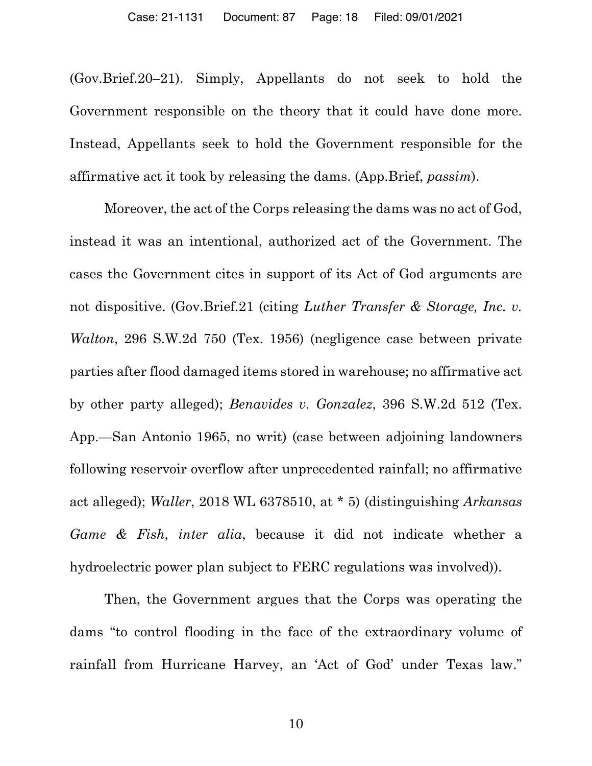(Gov.Brief.20–21). Simply, Appellants do not seek to hold the Government responsible on the theory that it could have done more. Instead, Appellants seek to hold the Government responsible for the affirmative act it took by releasing the dams. (App.Brief, *passim*).

Moreover, the act of the Corps releasing the dams was no act of God, instead it was an intentional, authorized act of the Government. The cases the Government cites in support of its Act of God arguments are not dispositive. (Gov.Brief.21 (citing *Luther Transfer & Storage, Inc. v. Walton*, 296 S.W.2d 750 (Tex. 1956) (negligence case between private parties after flood damaged items stored in warehouse; no affirmative act by other party alleged); *Benavides v. Gonzalez*, 396 S.W.2d 512 (Tex. App.—San Antonio 1965, no writ) (case between adjoining landowners following reservoir overflow after unprecedented rainfall; no affirmative act alleged); *Waller*, 2018 WL 6378510, at * 5) (distinguishing *Arkansas Game & Fish*, *inter alia*, because it did not indicate whether a hydroelectric power plan subject to FERC regulations was involved)).

Then, the Government argues that the Corps was operating the dams "to control flooding in the face of the extraordinary volume of rainfall from Hurricane Harvey, an 'Act of God' under Texas law."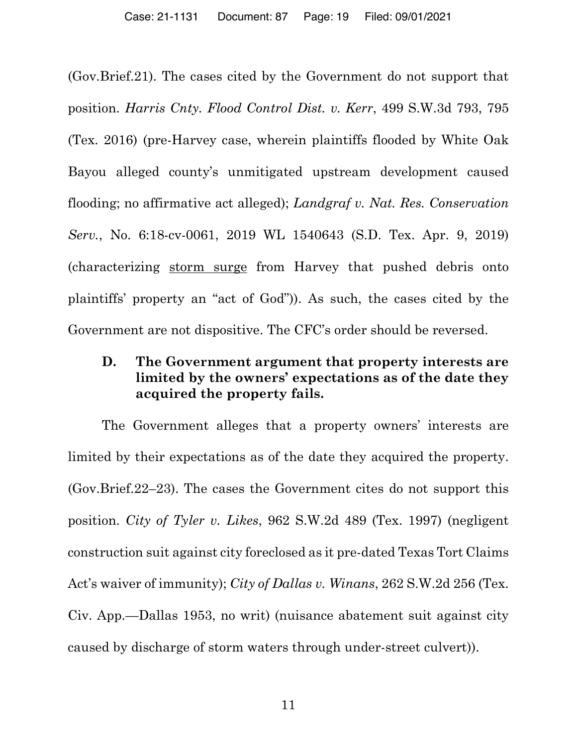(Gov.Brief.21). The cases cited by the Government do not support that position. *Harris Cnty. Flood Control Dist. v. Kerr*, 499 S.W.3d 793, 795 (Tex. 2016) (pre-Harvey case, wherein plaintiffs flooded by White Oak Bayou alleged county's unmitigated upstream development caused flooding; no affirmative act alleged); *Landgraf v. Nat. Res. Conservation Serv.*, No. 6:18-cv-0061, 2019 WL 1540643 (S.D. Tex. Apr. 9, 2019) (characterizing <u>storm surge</u> from Harvey that pushed debris onto plaintiffs' property an "act of God")). As such, the cases cited by the Government are not dispositive. The CFC's order should be reversed.

### D. The Government argument that property interests are limited by the owners' expectations as of the date they acquired the property fails.

The Government alleges that a property owners' interests are limited by their expectations as of the date they acquired the property. (Gov.Brief.22–23). The cases the Government cites do not support this position. *City of Tyler v. Likes*, 962 S.W.2d 489 (Tex. 1997) (negligent construction suit against city foreclosed as it pre-dated Texas Tort Claims Act's waiver of immunity); *City of Dallas v. Winans*, 262 S.W.2d 256 (Tex. Civ. App.—Dallas 1953, no writ) (nuisance abatement suit against city caused by discharge of storm waters through under-street culvert)).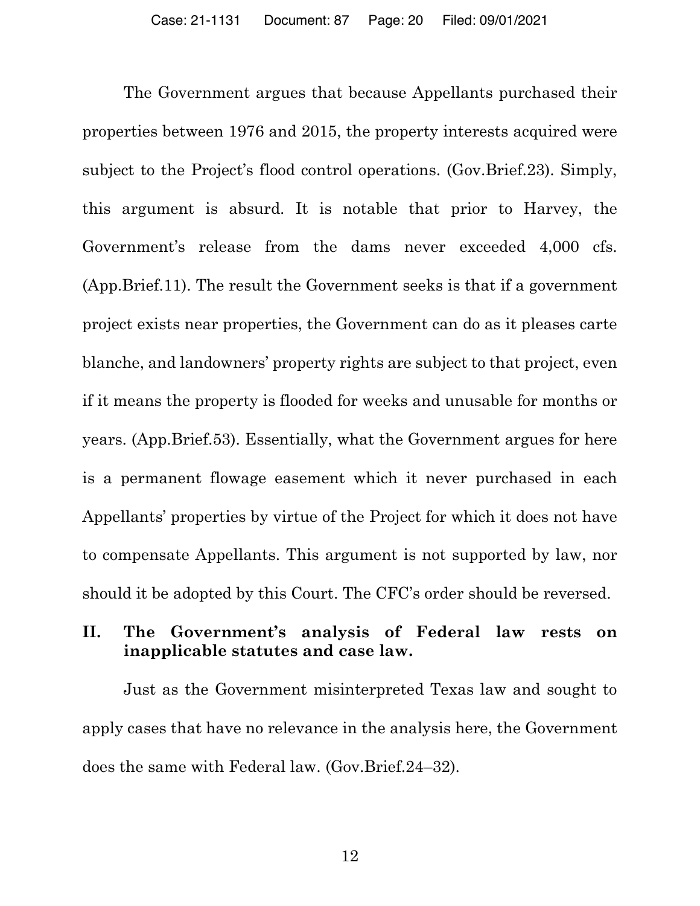The Government argues that because Appellants purchased their properties between 1976 and 2015, the property interests acquired were subject to the Project's flood control operations. (Gov.Brief.23). Simply, this argument is absurd. It is notable that prior to Harvey, the Government's release from the dams never exceeded 4,000 cfs. (App.Brief.11). The result the Government seeks is that if a government project exists near properties, the Government can do as it pleases carte blanche, and landowners' property rights are subject to that project, even if it means the property is flooded for weeks and unusable for months or years. (App.Brief.53). Essentially, what the Government argues for here is a permanent flowage easement which it never purchased in each Appellants' properties by virtue of the Project for which it does not have to compensate Appellants. This argument is not supported by law, nor should it be adopted by this Court. The CFC's order should be reversed.

## II. The Government's analysis of Federal law rests on inapplicable statutes and case law.

Just as the Government misinterpreted Texas law and sought to apply cases that have no relevance in the analysis here, the Government does the same with Federal law. (Gov.Brief.24–32).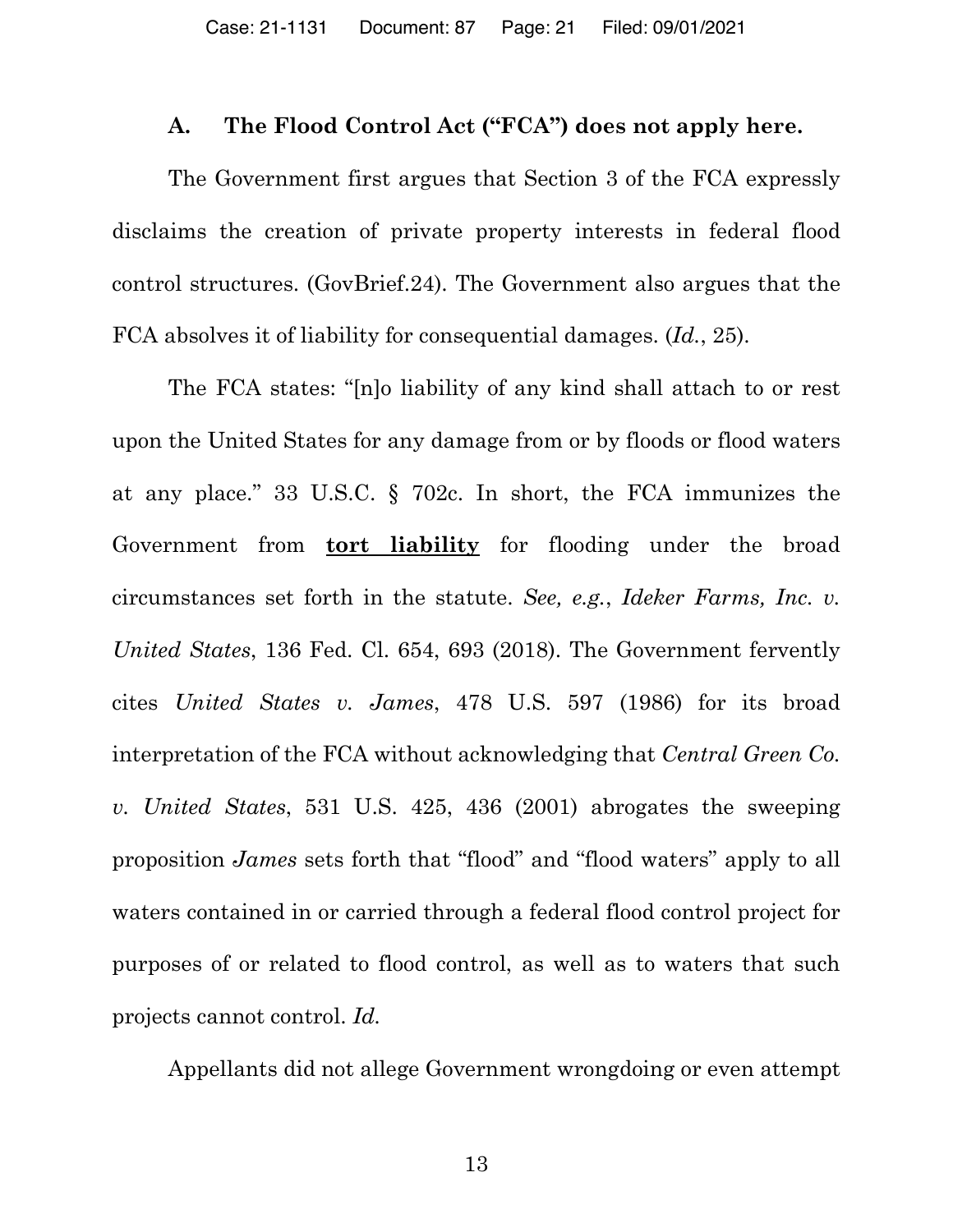### A. The Flood Control Act ("FCA") does not apply here.

The Government first argues that Section 3 of the FCA expressly disclaims the creation of private property interests in federal flood control structures. (GovBrief.24). The Government also argues that the FCA absolves it of liability for consequential damages. (*Id.*, 25).

The FCA states: "[n]o liability of any kind shall attach to or rest upon the United States for any damage from or by floods or flood waters at any place." 33 U.S.C. § 702c. In short, the FCA immunizes the Government from **tort liability** for flooding under the broad circumstances set forth in the statute. *See, e.g.*, *Ideker Farms, Inc. v. United States*, 136 Fed. Cl. 654, 693 (2018). The Government fervently cites *United States v. James*, 478 U.S. 597 (1986) for its broad interpretation of the FCA without acknowledging that *Central Green Co. v. United States*, 531 U.S. 425, 436 (2001) abrogates the sweeping proposition *James* sets forth that "flood" and "flood waters" apply to all waters contained in or carried through a federal flood control project for purposes of or related to flood control, as well as to waters that such projects cannot control. *Id.*

Appellants did not allege Government wrongdoing or even attempt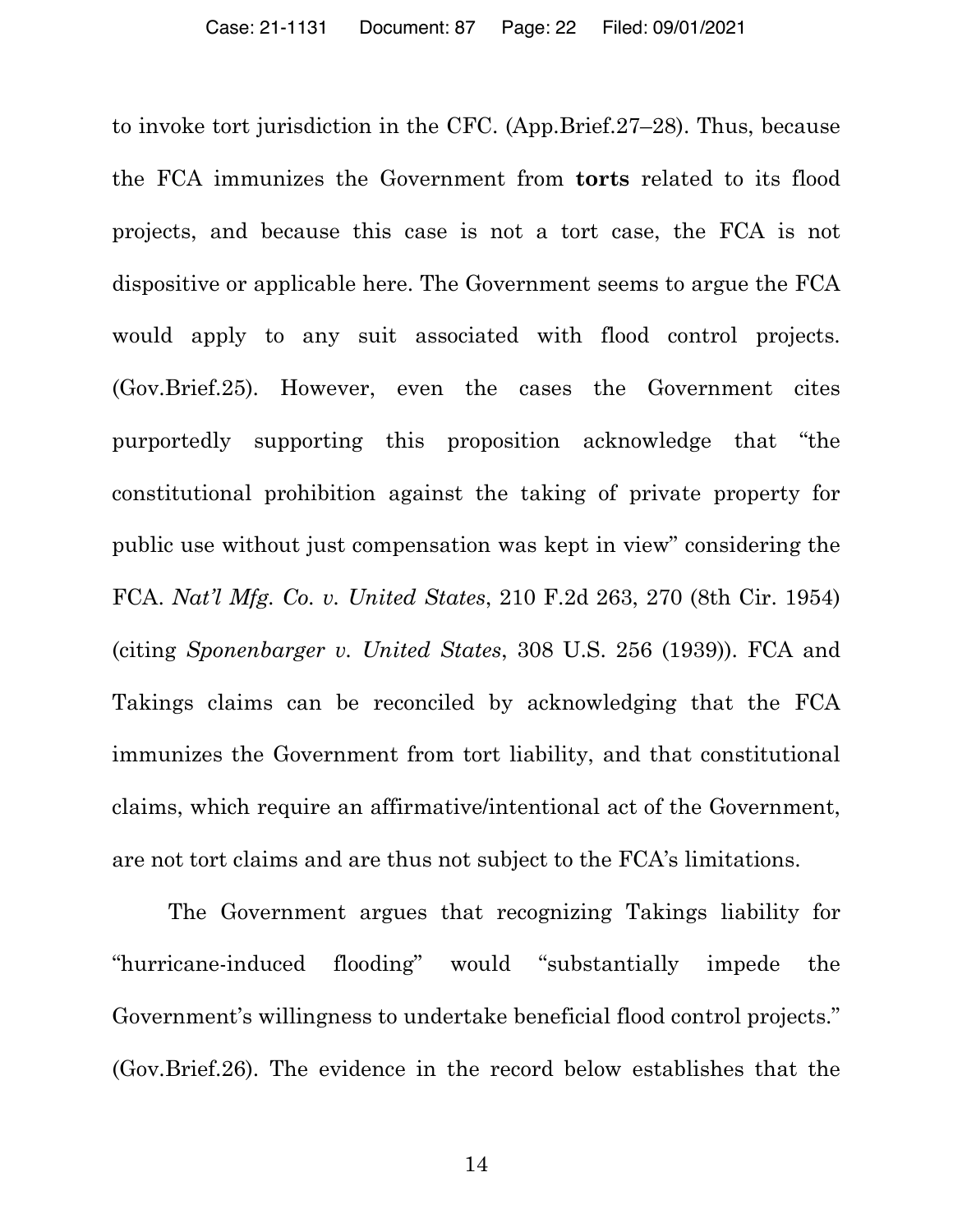to invoke tort jurisdiction in the CFC. (App.Brief.27–28). Thus, because the FCA immunizes the Government from **torts** related to its flood projects, and because this case is not a tort case, the FCA is not dispositive or applicable here. The Government seems to argue the FCA would apply to any suit associated with flood control projects. (Gov.Brief.25). However, even the cases the Government cites purportedly supporting this proposition acknowledge that "the constitutional prohibition against the taking of private property for public use without just compensation was kept in view" considering the FCA. *Nat'l Mfg. Co. v. United States*, 210 F.2d 263, 270 (8th Cir. 1954) (citing *Sponenbarger v. United States*, 308 U.S. 256 (1939)). FCA and Takings claims can be reconciled by acknowledging that the FCA immunizes the Government from tort liability, and that constitutional claims, which require an affirmative/intentional act of the Government, are not tort claims and are thus not subject to the FCA's limitations.

The Government argues that recognizing Takings liability for "hurricane-induced flooding" would "substantially impede the Government's willingness to undertake beneficial flood control projects." (Gov.Brief.26). The evidence in the record below establishes that the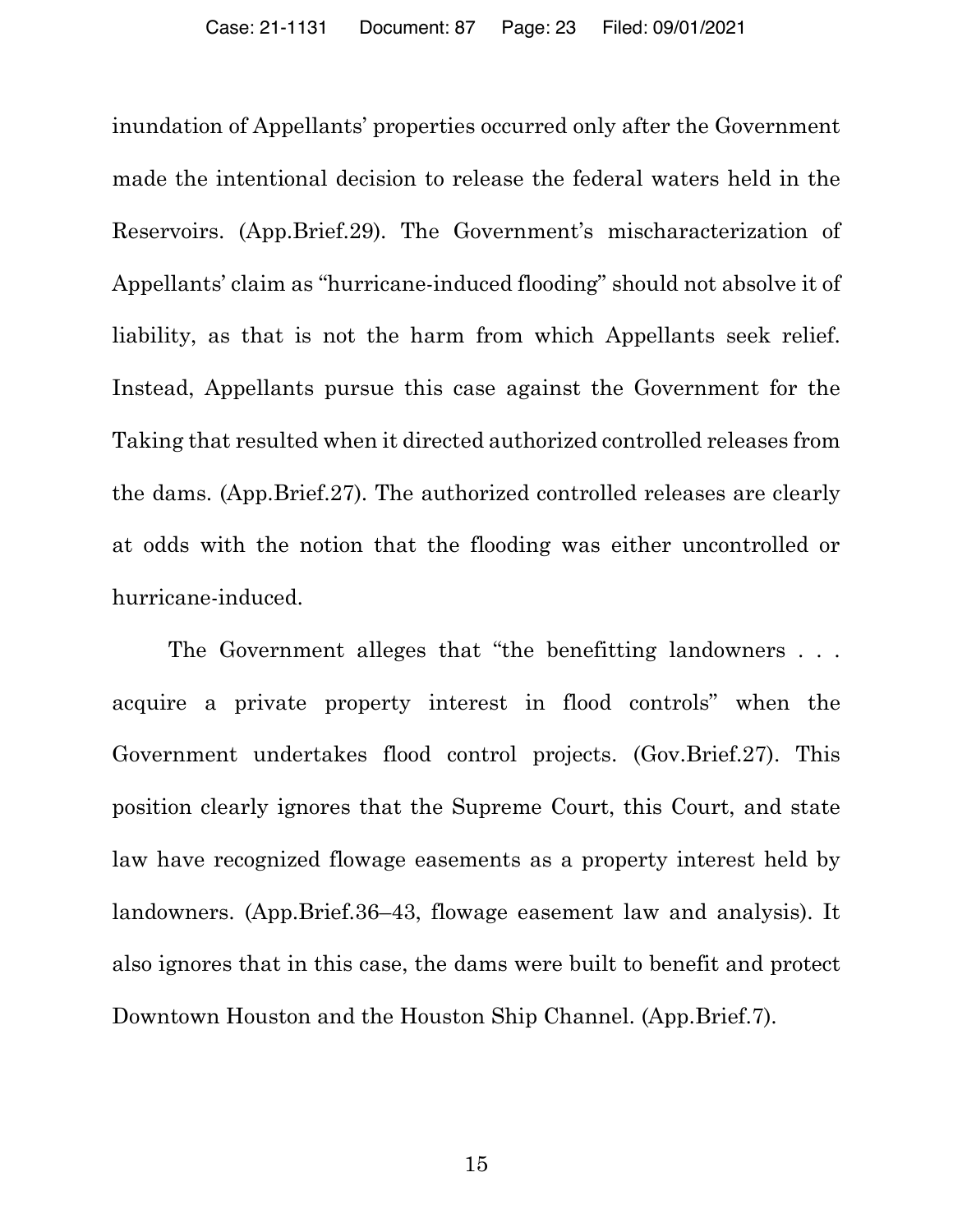inundation of Appellants' properties occurred only after the Government made the intentional decision to release the federal waters held in the Reservoirs. (App.Brief.29). The Government's mischaracterization of Appellants' claim as "hurricane-induced flooding" should not absolve it of liability, as that is not the harm from which Appellants seek relief. Instead, Appellants pursue this case against the Government for the Taking that resulted when it directed authorized controlled releases from the dams. (App.Brief.27). The authorized controlled releases are clearly at odds with the notion that the flooding was either uncontrolled or hurricane-induced.

The Government alleges that "the benefitting landowners . . . acquire a private property interest in flood controls" when the Government undertakes flood control projects. (Gov.Brief.27). This position clearly ignores that the Supreme Court, this Court, and state law have recognized flowage easements as a property interest held by landowners. (App.Brief.36–43, flowage easement law and analysis). It also ignores that in this case, the dams were built to benefit and protect Downtown Houston and the Houston Ship Channel. (App.Brief.7).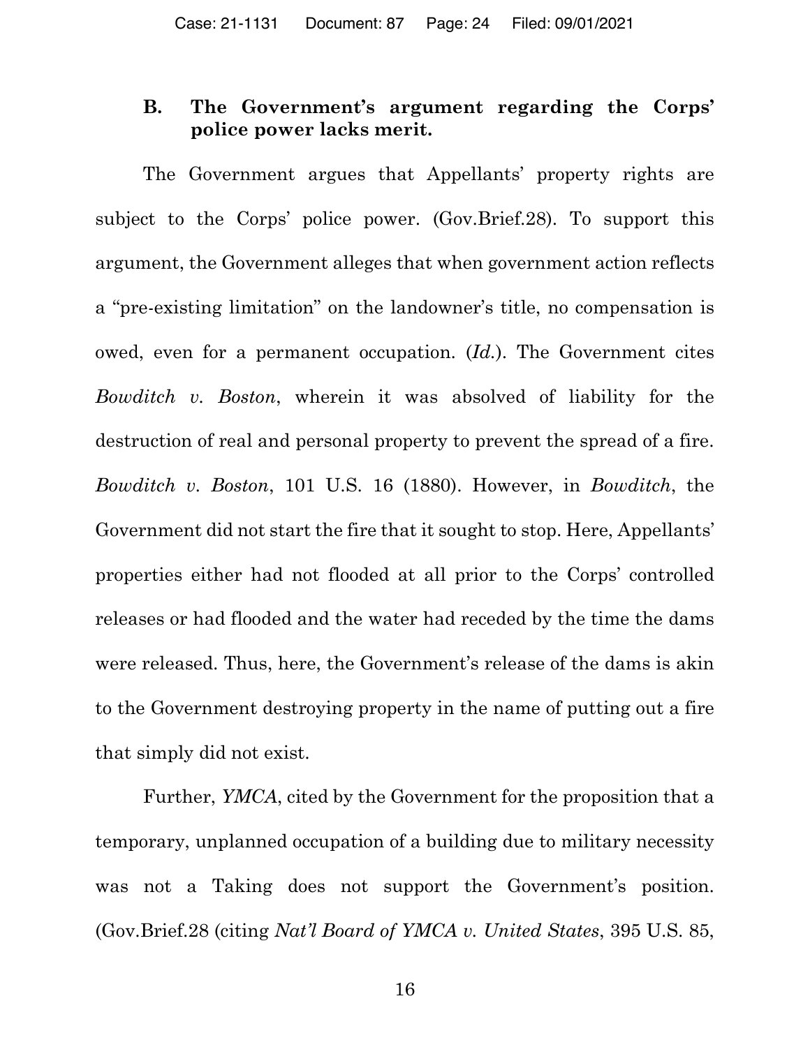### B. The Government's argument regarding the Corps' police power lacks merit.

The Government argues that Appellants' property rights are subject to the Corps' police power. (Gov.Brief.28). To support this argument, the Government alleges that when government action reflects a "pre-existing limitation" on the landowner's title, no compensation is owed, even for a permanent occupation. (*Id.*). The Government cites *Bowditch v. Boston*, wherein it was absolved of liability for the destruction of real and personal property to prevent the spread of a fire. *Bowditch v. Boston*, 101 U.S. 16 (1880). However, in *Bowditch*, the Government did not start the fire that it sought to stop. Here, Appellants' properties either had not flooded at all prior to the Corps' controlled releases or had flooded and the water had receded by the time the dams were released. Thus, here, the Government's release of the dams is akin to the Government destroying property in the name of putting out a fire that simply did not exist.

Further, *YMCA*, cited by the Government for the proposition that a temporary, unplanned occupation of a building due to military necessity was not a Taking does not support the Government's position. (Gov.Brief.28 (citing *Nat'l Board of YMCA v. United States*, 395 U.S. 85,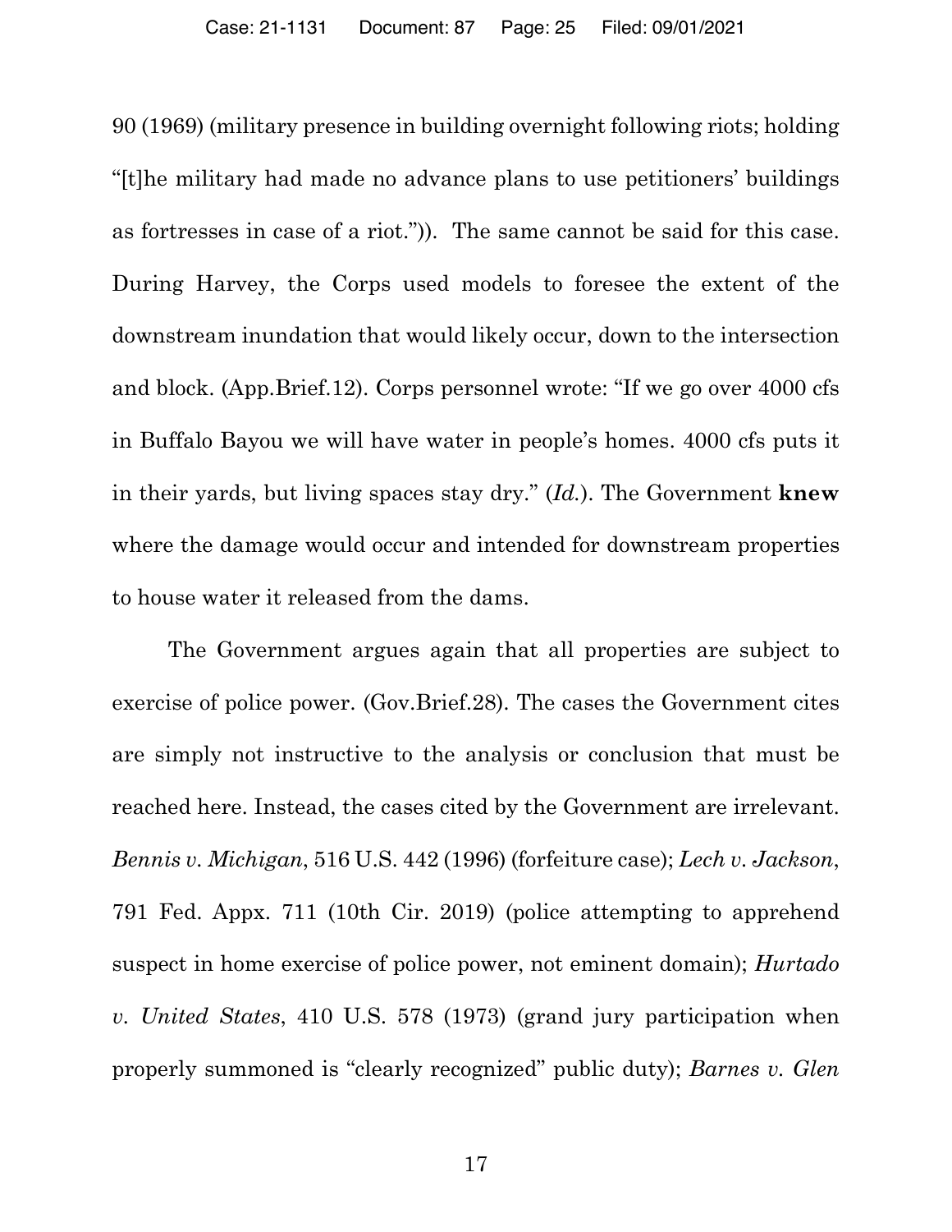90 (1969) (military presence in building overnight following riots; holding "[t]he military had made no advance plans to use petitioners' buildings as fortresses in case of a riot.")). The same cannot be said for this case. During Harvey, the Corps used models to foresee the extent of the downstream inundation that would likely occur, down to the intersection and block. (App.Brief.12). Corps personnel wrote: "If we go over 4000 cfs in Buffalo Bayou we will have water in people's homes. 4000 cfs puts it in their yards, but living spaces stay dry." (*Id.*). The Government **knew** where the damage would occur and intended for downstream properties to house water it released from the dams.

The Government argues again that all properties are subject to exercise of police power. (Gov.Brief.28). The cases the Government cites are simply not instructive to the analysis or conclusion that must be reached here. Instead, the cases cited by the Government are irrelevant. *Bennis v. Michigan*, 516 U.S. 442 (1996) (forfeiture case); *Lech v. Jackson*, 791 Fed. Appx. 711 (10th Cir. 2019) (police attempting to apprehend suspect in home exercise of police power, not eminent domain); *Hurtado v. United States*, 410 U.S. 578 (1973) (grand jury participation when properly summoned is "clearly recognized" public duty); *Barnes v. Glen*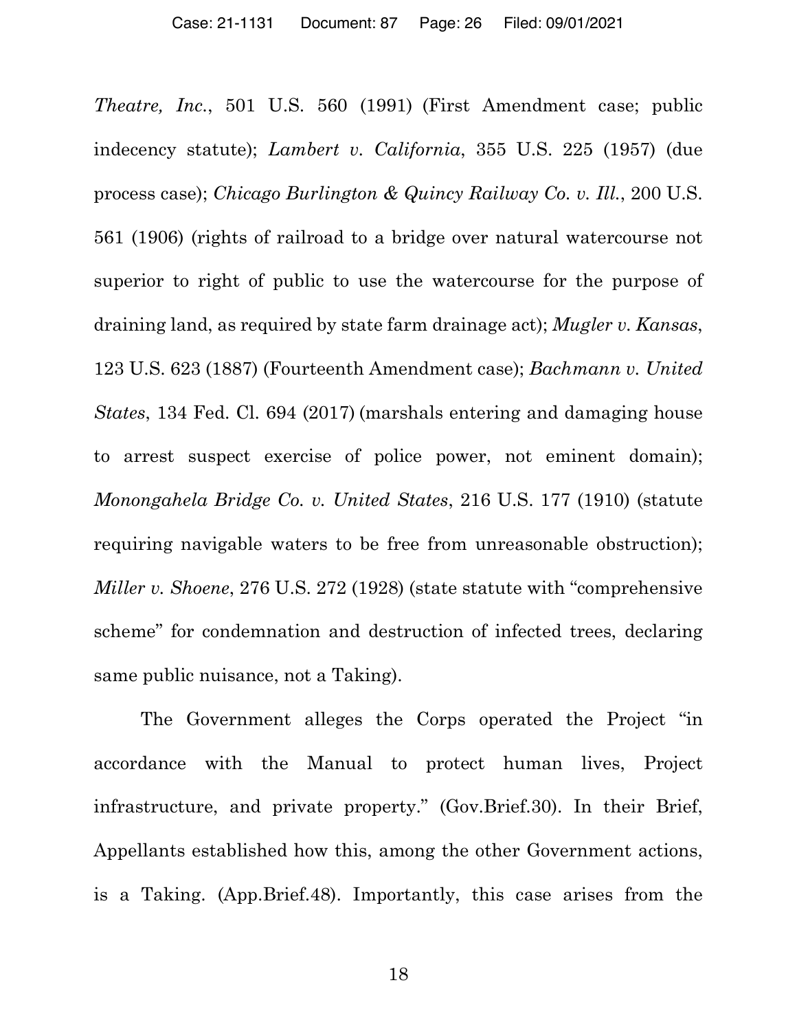*Theatre, Inc.*, 501 U.S. 560 (1991) (First Amendment case; public indecency statute); *Lambert v. California*, 355 U.S. 225 (1957) (due process case); *Chicago Burlington & Quincy Railway Co. v. Ill.*, 200 U.S. 561 (1906) (rights of railroad to a bridge over natural watercourse not superior to right of public to use the watercourse for the purpose of draining land, as required by state farm drainage act); *Mugler v. Kansas*, 123 U.S. 623 (1887) (Fourteenth Amendment case); *Bachmann v. United States*, 134 Fed. Cl. 694 (2017) (marshals entering and damaging house to arrest suspect exercise of police power, not eminent domain); *Monongahela Bridge Co. v. United States*, 216 U.S. 177 (1910) (statute requiring navigable waters to be free from unreasonable obstruction); *Miller v. Shoene*, 276 U.S. 272 (1928) (state statute with "comprehensive scheme" for condemnation and destruction of infected trees, declaring same public nuisance, not a Taking).

The Government alleges the Corps operated the Project "in accordance with the Manual to protect human lives, Project infrastructure, and private property." (Gov.Brief.30). In their Brief, Appellants established how this, among the other Government actions, is a Taking. (App.Brief.48). Importantly, this case arises from the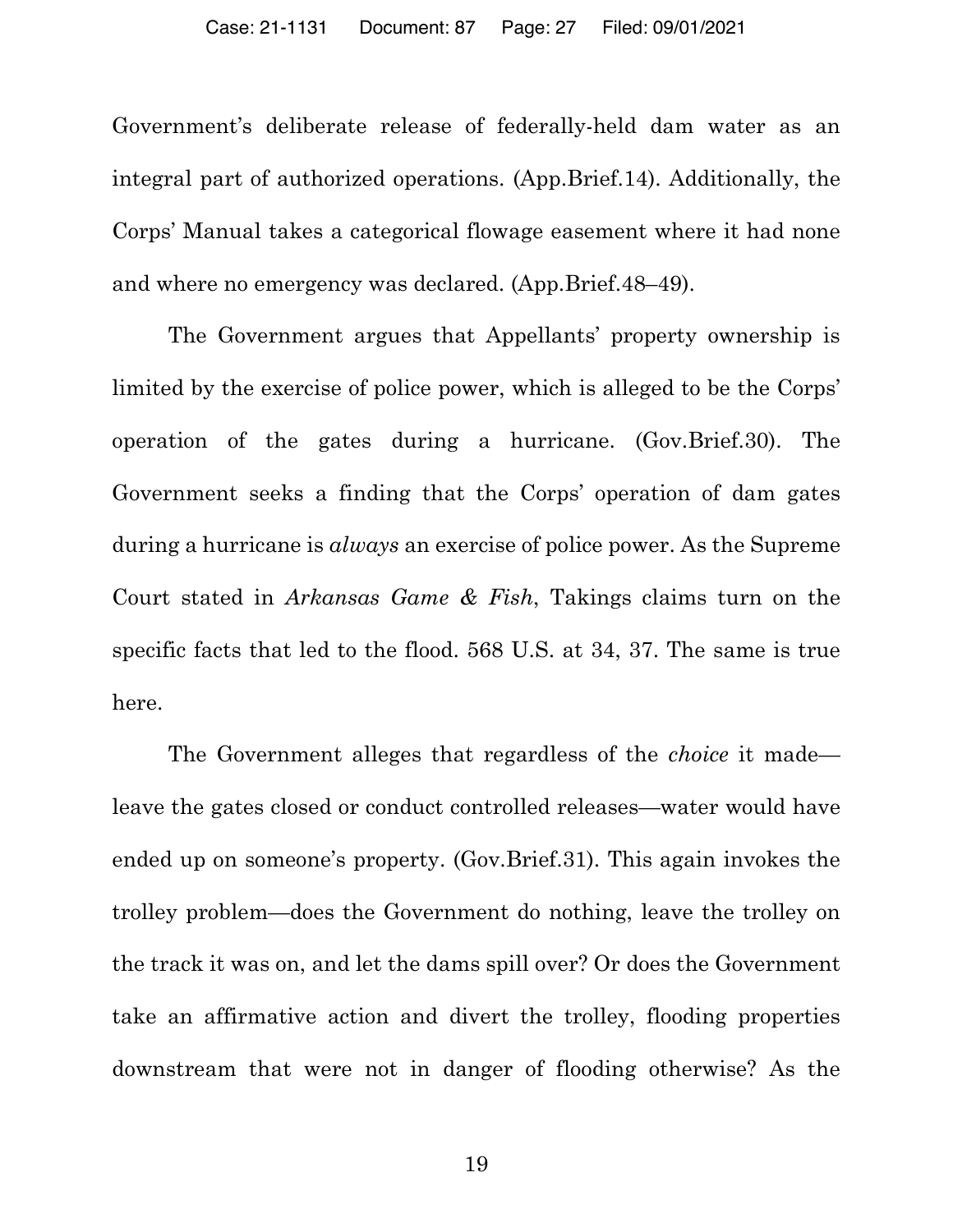Government's deliberate release of federally-held dam water as an integral part of authorized operations. (App.Brief.14). Additionally, the Corps' Manual takes a categorical flowage easement where it had none and where no emergency was declared. (App.Brief.48–49).

The Government argues that Appellants' property ownership is limited by the exercise of police power, which is alleged to be the Corps' operation of the gates during a hurricane. (Gov.Brief.30). The Government seeks a finding that the Corps' operation of dam gates during a hurricane is *always* an exercise of police power. As the Supreme Court stated in *Arkansas Game & Fish*, Takings claims turn on the specific facts that led to the flood. 568 U.S. at 34, 37. The same is true here.

The Government alleges that regardless of the *choice* it made—leave the gates closed or conduct controlled releases—water would have ended up on someone's property. (Gov.Brief.31). This again invokes the trolley problem—does the Government do nothing, leave the trolley on the track it was on, and let the dams spill over? Or does the Government take an affirmative action and divert the trolley, flooding properties downstream that were not in danger of flooding otherwise? As the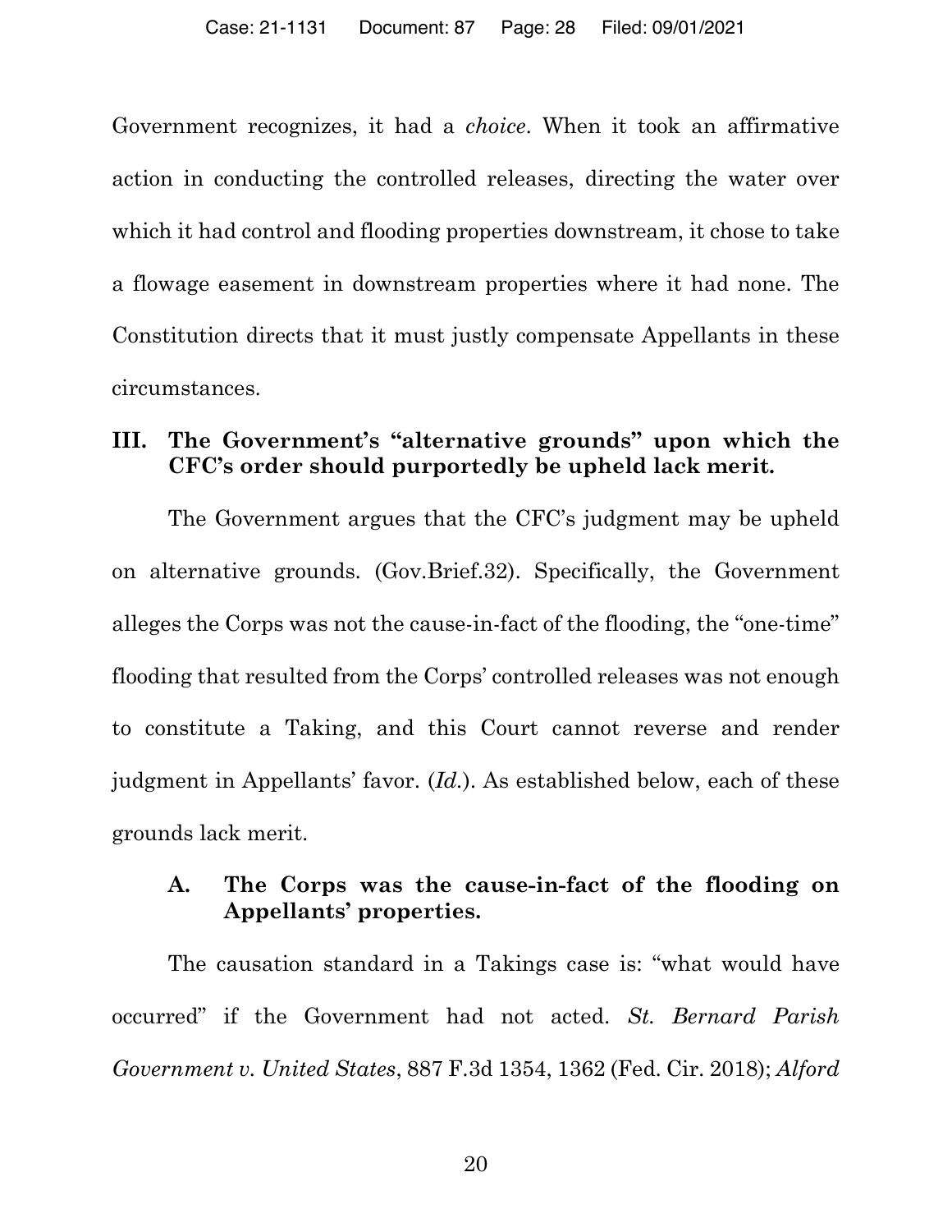Government recognizes, it had a *choice*. When it took an affirmative action in conducting the controlled releases, directing the water over which it had control and flooding properties downstream, it chose to take a flowage easement in downstream properties where it had none. The Constitution directs that it must justly compensate Appellants in these circumstances.

### III. The Government's "alternative grounds" upon which the CFC's order should purportedly be upheld lack merit.

The Government argues that the CFC's judgment may be upheld on alternative grounds. (Gov.Brief.32). Specifically, the Government alleges the Corps was not the cause-in-fact of the flooding, the "one-time" flooding that resulted from the Corps' controlled releases was not enough to constitute a Taking, and this Court cannot reverse and render judgment in Appellants' favor. (*Id.*). As established below, each of these grounds lack merit.

#### A. The Corps was the cause-in-fact of the flooding on Appellants' properties.

The causation standard in a Takings case is: "what would have occurred" if the Government had not acted. *St. Bernard Parish Government v. United States*, 887 F.3d 1354, 1362 (Fed. Cir. 2018); *Alford*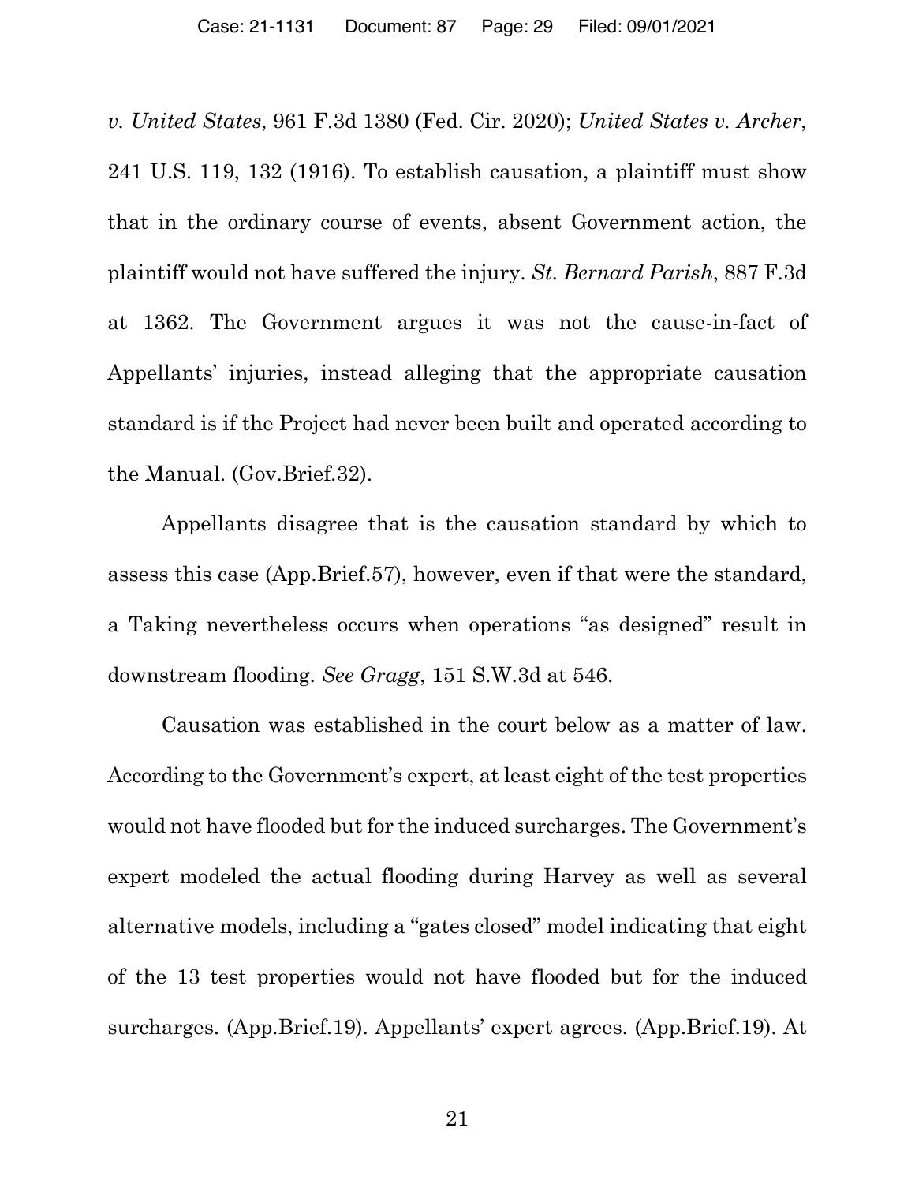*v. United States*, 961 F.3d 1380 (Fed. Cir. 2020); *United States v. Archer*, 241 U.S. 119, 132 (1916). To establish causation, a plaintiff must show that in the ordinary course of events, absent Government action, the plaintiff would not have suffered the injury. *St. Bernard Parish*, 887 F.3d at 1362. The Government argues it was not the cause-in-fact of Appellants' injuries, instead alleging that the appropriate causation standard is if the Project had never been built and operated according to the Manual. (Gov.Brief.32).

Appellants disagree that is the causation standard by which to assess this case (App.Brief.57), however, even if that were the standard, a Taking nevertheless occurs when operations "as designed" result in downstream flooding. *See Gragg*, 151 S.W.3d at 546.

Causation was established in the court below as a matter of law. According to the Government's expert, at least eight of the test properties would not have flooded but for the induced surcharges. The Government's expert modeled the actual flooding during Harvey as well as several alternative models, including a "gates closed" model indicating that eight of the 13 test properties would not have flooded but for the induced surcharges. (App.Brief.19). Appellants' expert agrees. (App.Brief.19). At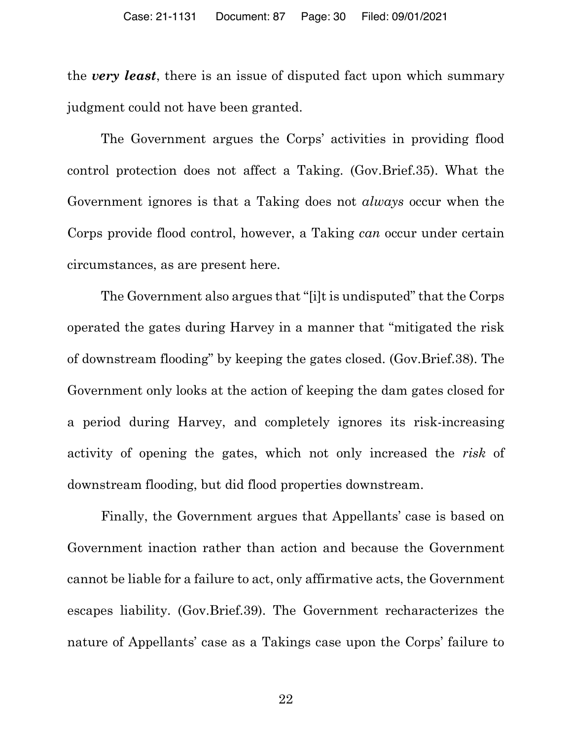the ***very least***, there is an issue of disputed fact upon which summary judgment could not have been granted.

The Government argues the Corps' activities in providing flood control protection does not affect a Taking. (Gov.Brief.35). What the Government ignores is that a Taking does not *always* occur when the Corps provide flood control, however, a Taking *can* occur under certain circumstances, as are present here.

The Government also argues that "[i]t is undisputed" that the Corps operated the gates during Harvey in a manner that "mitigated the risk of downstream flooding" by keeping the gates closed. (Gov.Brief.38). The Government only looks at the action of keeping the dam gates closed for a period during Harvey, and completely ignores its risk-increasing activity of opening the gates, which not only increased the *risk* of downstream flooding, but did flood properties downstream.

Finally, the Government argues that Appellants' case is based on Government inaction rather than action and because the Government cannot be liable for a failure to act, only affirmative acts, the Government escapes liability. (Gov.Brief.39). The Government recharacterizes the nature of Appellants' case as a Takings case upon the Corps' failure to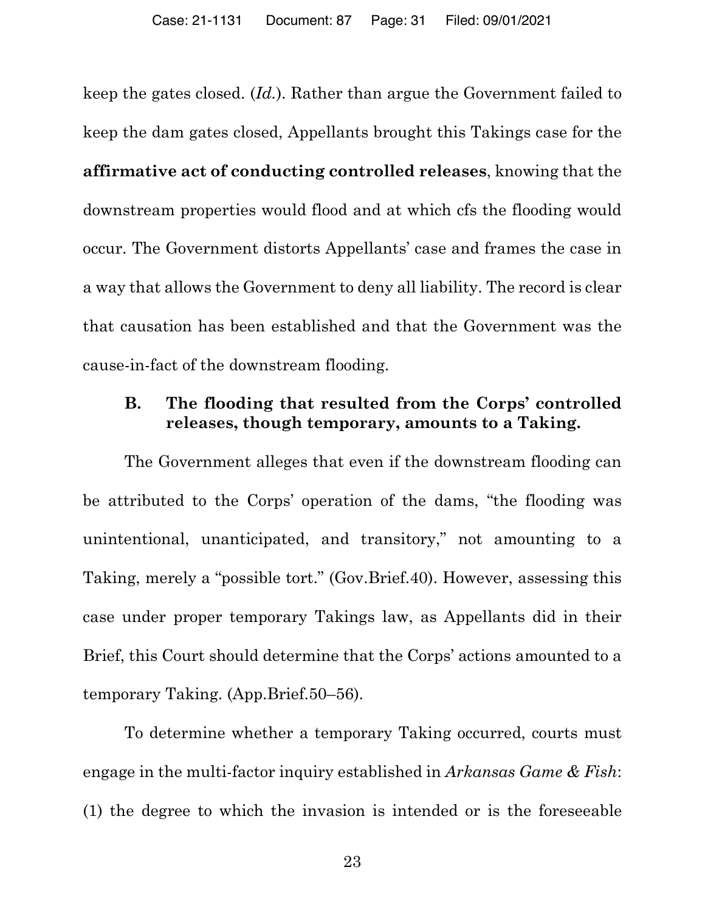keep the gates closed. (*Id.*). Rather than argue the Government failed to keep the dam gates closed, Appellants brought this Takings case for the **affirmative act of conducting controlled releases**, knowing that the downstream properties would flood and at which cfs the flooding would occur. The Government distorts Appellants' case and frames the case in a way that allows the Government to deny all liability. The record is clear that causation has been established and that the Government was the cause-in-fact of the downstream flooding.

### B. The flooding that resulted from the Corps' controlled releases, though temporary, amounts to a Taking.

The Government alleges that even if the downstream flooding can be attributed to the Corps' operation of the dams, "the flooding was unintentional, unanticipated, and transitory," not amounting to a Taking, merely a "possible tort." (Gov.Brief.40). However, assessing this case under proper temporary Takings law, as Appellants did in their Brief, this Court should determine that the Corps' actions amounted to a temporary Taking. (App.Brief.50–56).

To determine whether a temporary Taking occurred, courts must engage in the multi-factor inquiry established in *Arkansas Game & Fish*: (1) the degree to which the invasion is intended or is the foreseeable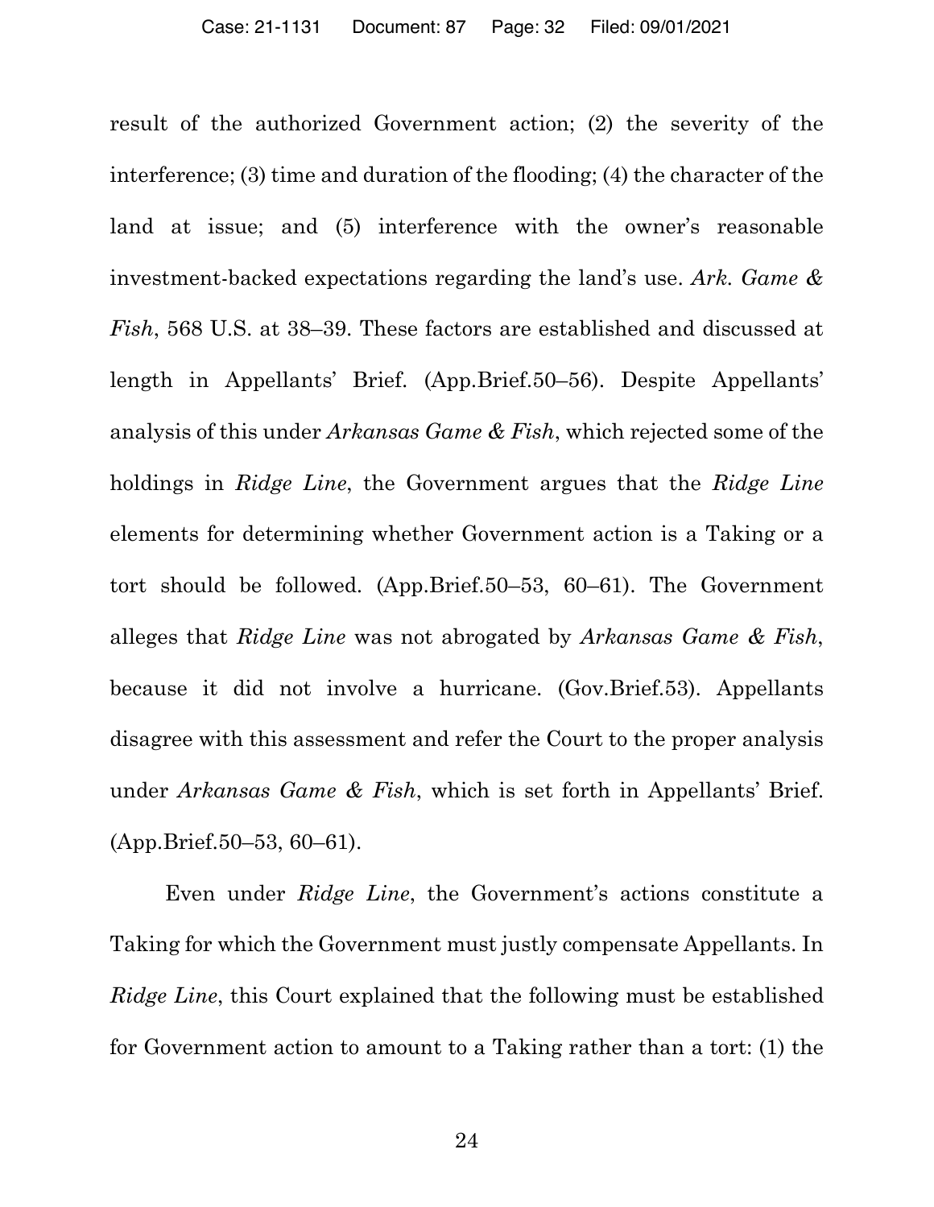result of the authorized Government action; (2) the severity of the interference; (3) time and duration of the flooding; (4) the character of the land at issue; and (5) interference with the owner's reasonable investment-backed expectations regarding the land's use. *Ark. Game & Fish*, 568 U.S. at 38–39. These factors are established and discussed at length in Appellants' Brief. (App.Brief.50–56). Despite Appellants' analysis of this under *Arkansas Game & Fish*, which rejected some of the holdings in *Ridge Line*, the Government argues that the *Ridge Line* elements for determining whether Government action is a Taking or a tort should be followed. (App.Brief.50–53, 60–61). The Government alleges that *Ridge Line* was not abrogated by *Arkansas Game & Fish*, because it did not involve a hurricane. (Gov.Brief.53). Appellants disagree with this assessment and refer the Court to the proper analysis under *Arkansas Game & Fish*, which is set forth in Appellants' Brief. (App.Brief.50–53, 60–61).

Even under *Ridge Line*, the Government's actions constitute a Taking for which the Government must justly compensate Appellants. In *Ridge Line*, this Court explained that the following must be established for Government action to amount to a Taking rather than a tort: (1) the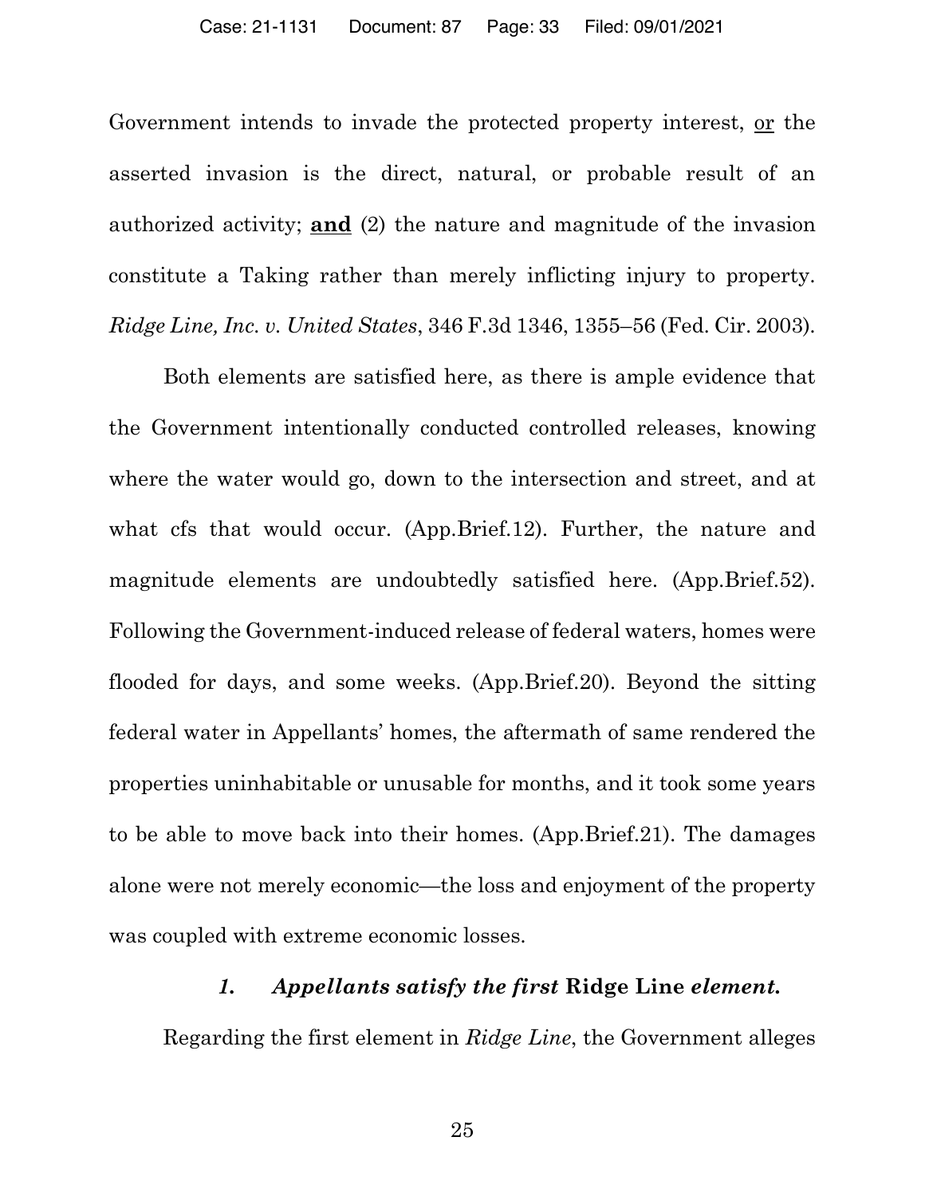Government intends to invade the protected property interest, <u>or</u> the asserted invasion is the direct, natural, or probable result of an authorized activity; <u>**and**</u> (2) the nature and magnitude of the invasion constitute a Taking rather than merely inflicting injury to property. *Ridge Line, Inc. v. United States*, 346 F.3d 1346, 1355–56 (Fed. Cir. 2003).

Both elements are satisfied here, as there is ample evidence that the Government intentionally conducted controlled releases, knowing where the water would go, down to the intersection and street, and at what cfs that would occur. (App.Brief.12). Further, the nature and magnitude elements are undoubtedly satisfied here. (App.Brief.52). Following the Government-induced release of federal waters, homes were flooded for days, and some weeks. (App.Brief.20). Beyond the sitting federal water in Appellants' homes, the aftermath of same rendered the properties uninhabitable or unusable for months, and it took some years to be able to move back into their homes. (App.Brief.21). The damages alone were not merely economic—the loss and enjoyment of the property was coupled with extreme economic losses.

### *1. Appellants satisfy the first* **Ridge Line** *element.*

Regarding the first element in *Ridge Line*, the Government alleges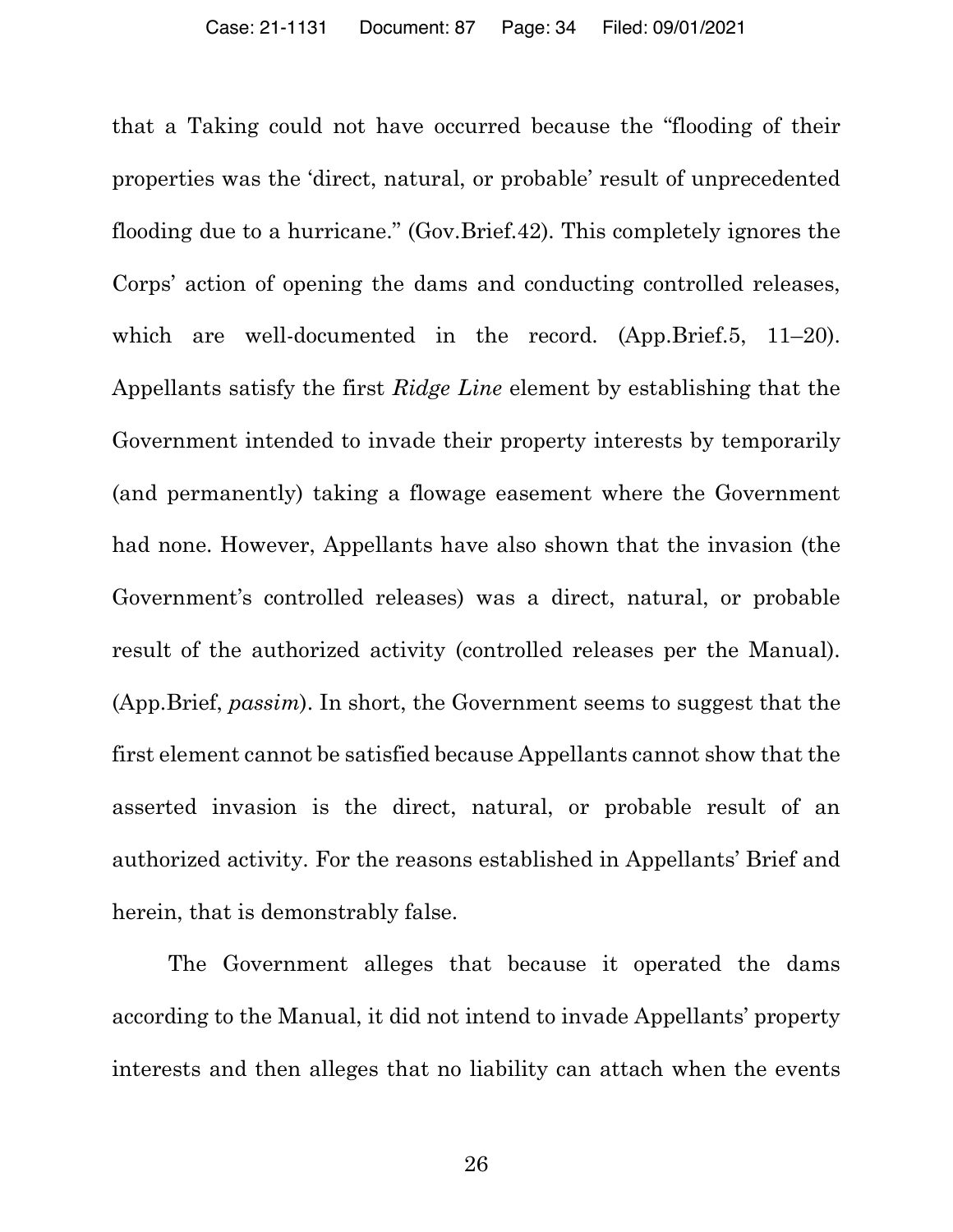that a Taking could not have occurred because the "flooding of their properties was the 'direct, natural, or probable' result of unprecedented flooding due to a hurricane." (Gov.Brief.42). This completely ignores the Corps' action of opening the dams and conducting controlled releases, which are well-documented in the record. (App.Brief.5, 11–20). Appellants satisfy the first *Ridge Line* element by establishing that the Government intended to invade their property interests by temporarily (and permanently) taking a flowage easement where the Government had none. However, Appellants have also shown that the invasion (the Government's controlled releases) was a direct, natural, or probable result of the authorized activity (controlled releases per the Manual). (App.Brief, *passim*). In short, the Government seems to suggest that the first element cannot be satisfied because Appellants cannot show that the asserted invasion is the direct, natural, or probable result of an authorized activity. For the reasons established in Appellants' Brief and herein, that is demonstrably false.

The Government alleges that because it operated the dams according to the Manual, it did not intend to invade Appellants' property interests and then alleges that no liability can attach when the events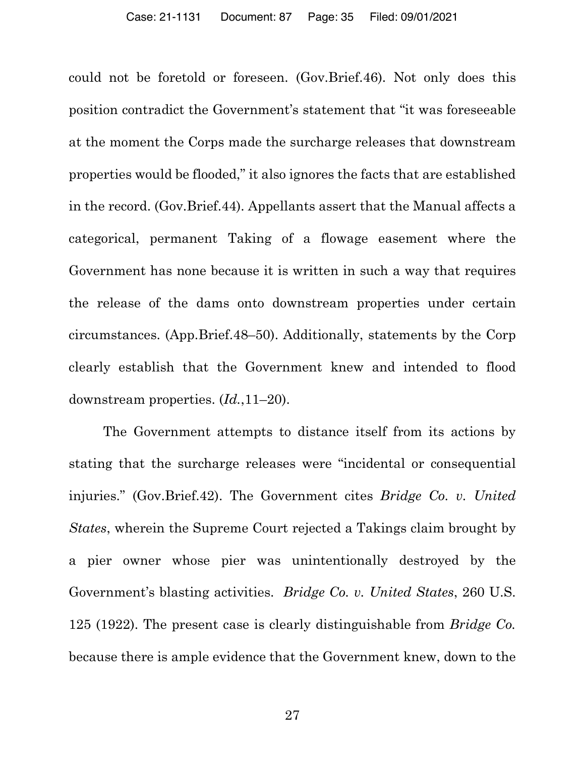could not be foretold or foreseen. (Gov.Brief.46). Not only does this position contradict the Government's statement that "it was foreseeable at the moment the Corps made the surcharge releases that downstream properties would be flooded," it also ignores the facts that are established in the record. (Gov.Brief.44). Appellants assert that the Manual affects a categorical, permanent Taking of a flowage easement where the Government has none because it is written in such a way that requires the release of the dams onto downstream properties under certain circumstances. (App.Brief.48–50). Additionally, statements by the Corp clearly establish that the Government knew and intended to flood downstream properties. (*Id.*,11–20).

The Government attempts to distance itself from its actions by stating that the surcharge releases were "incidental or consequential injuries." (Gov.Brief.42). The Government cites *Bridge Co. v. United States*, wherein the Supreme Court rejected a Takings claim brought by a pier owner whose pier was unintentionally destroyed by the Government's blasting activities. *Bridge Co. v. United States*, 260 U.S. 125 (1922). The present case is clearly distinguishable from *Bridge Co.* because there is ample evidence that the Government knew, down to the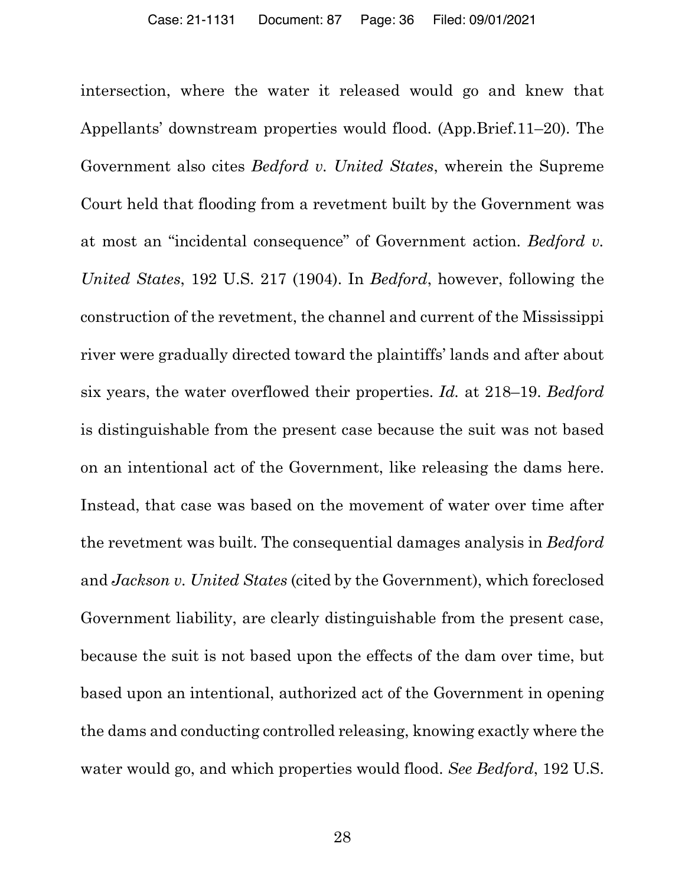intersection, where the water it released would go and knew that Appellants' downstream properties would flood. (App.Brief.11–20). The Government also cites *Bedford v. United States*, wherein the Supreme Court held that flooding from a revetment built by the Government was at most an "incidental consequence" of Government action. *Bedford v. United States*, 192 U.S. 217 (1904). In *Bedford*, however, following the construction of the revetment, the channel and current of the Mississippi river were gradually directed toward the plaintiffs' lands and after about six years, the water overflowed their properties. *Id.* at 218–19. *Bedford* is distinguishable from the present case because the suit was not based on an intentional act of the Government, like releasing the dams here. Instead, that case was based on the movement of water over time after the revetment was built. The consequential damages analysis in *Bedford* and *Jackson v. United States* (cited by the Government), which foreclosed Government liability, are clearly distinguishable from the present case, because the suit is not based upon the effects of the dam over time, but based upon an intentional, authorized act of the Government in opening the dams and conducting controlled releasing, knowing exactly where the water would go, and which properties would flood. *See Bedford*, 192 U.S.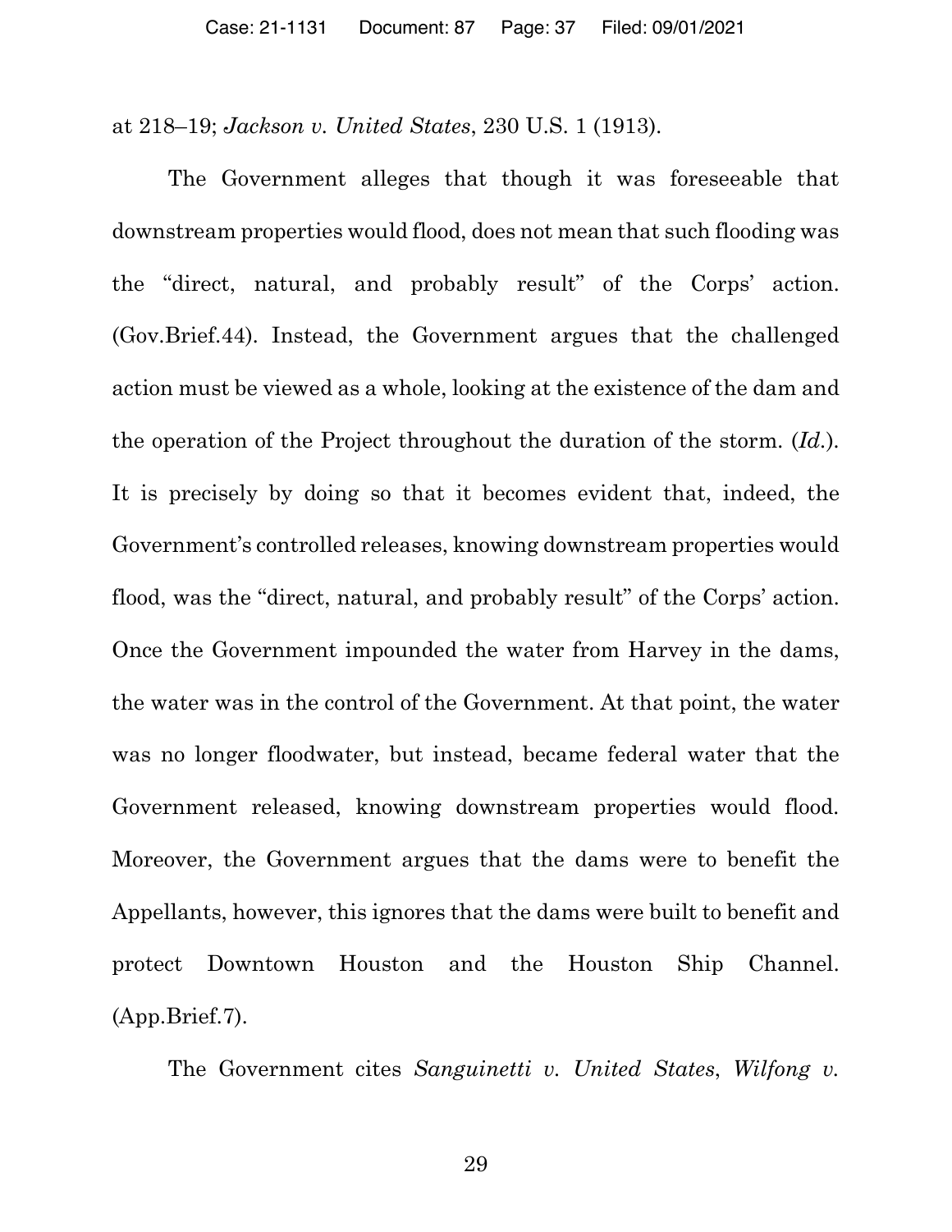at 218–19; *Jackson v. United States*, 230 U.S. 1 (1913).

The Government alleges that though it was foreseeable that downstream properties would flood, does not mean that such flooding was the "direct, natural, and probably result" of the Corps' action. (Gov.Brief.44). Instead, the Government argues that the challenged action must be viewed as a whole, looking at the existence of the dam and the operation of the Project throughout the duration of the storm. (*Id.*). It is precisely by doing so that it becomes evident that, indeed, the Government's controlled releases, knowing downstream properties would flood, was the "direct, natural, and probably result" of the Corps' action. Once the Government impounded the water from Harvey in the dams, the water was in the control of the Government. At that point, the water was no longer floodwater, but instead, became federal water that the Government released, knowing downstream properties would flood. Moreover, the Government argues that the dams were to benefit the Appellants, however, this ignores that the dams were built to benefit and protect Downtown Houston and the Houston Ship Channel. (App.Brief.7).

The Government cites *Sanguinetti v. United States*, *Wilfong v.*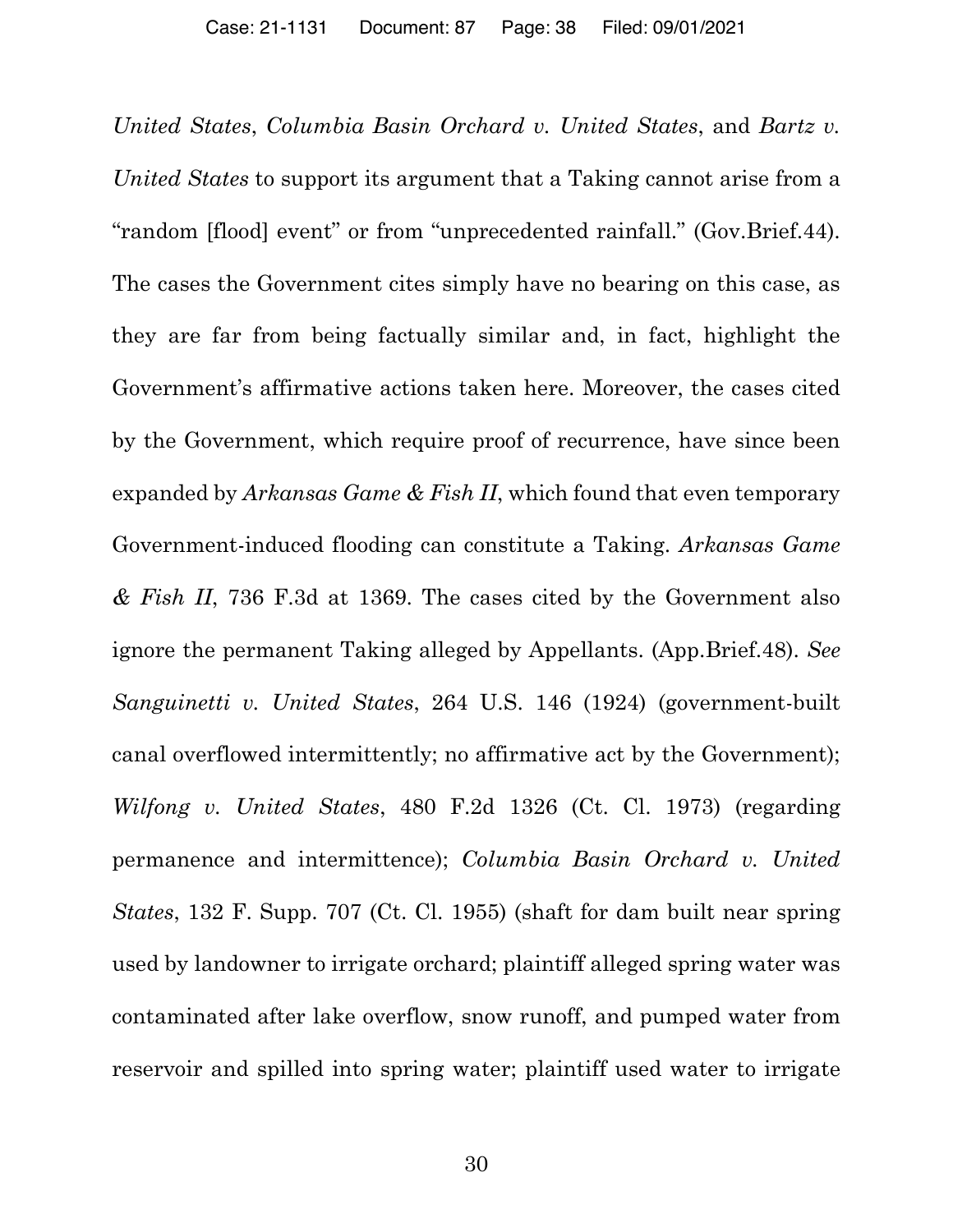*United States*, *Columbia Basin Orchard v. United States*, and *Bartz v. United States* to support its argument that a Taking cannot arise from a "random [flood] event" or from "unprecedented rainfall." (Gov.Brief.44). The cases the Government cites simply have no bearing on this case, as they are far from being factually similar and, in fact, highlight the Government's affirmative actions taken here. Moreover, the cases cited by the Government, which require proof of recurrence, have since been expanded by *Arkansas Game & Fish II*, which found that even temporary Government-induced flooding can constitute a Taking. *Arkansas Game & Fish II*, 736 F.3d at 1369. The cases cited by the Government also ignore the permanent Taking alleged by Appellants. (App.Brief.48). *See Sanguinetti v. United States*, 264 U.S. 146 (1924) (government-built canal overflowed intermittently; no affirmative act by the Government); *Wilfong v. United States*, 480 F.2d 1326 (Ct. Cl. 1973) (regarding permanence and intermittence); *Columbia Basin Orchard v. United States*, 132 F. Supp. 707 (Ct. Cl. 1955) (shaft for dam built near spring used by landowner to irrigate orchard; plaintiff alleged spring water was contaminated after lake overflow, snow runoff, and pumped water from reservoir and spilled into spring water; plaintiff used water to irrigate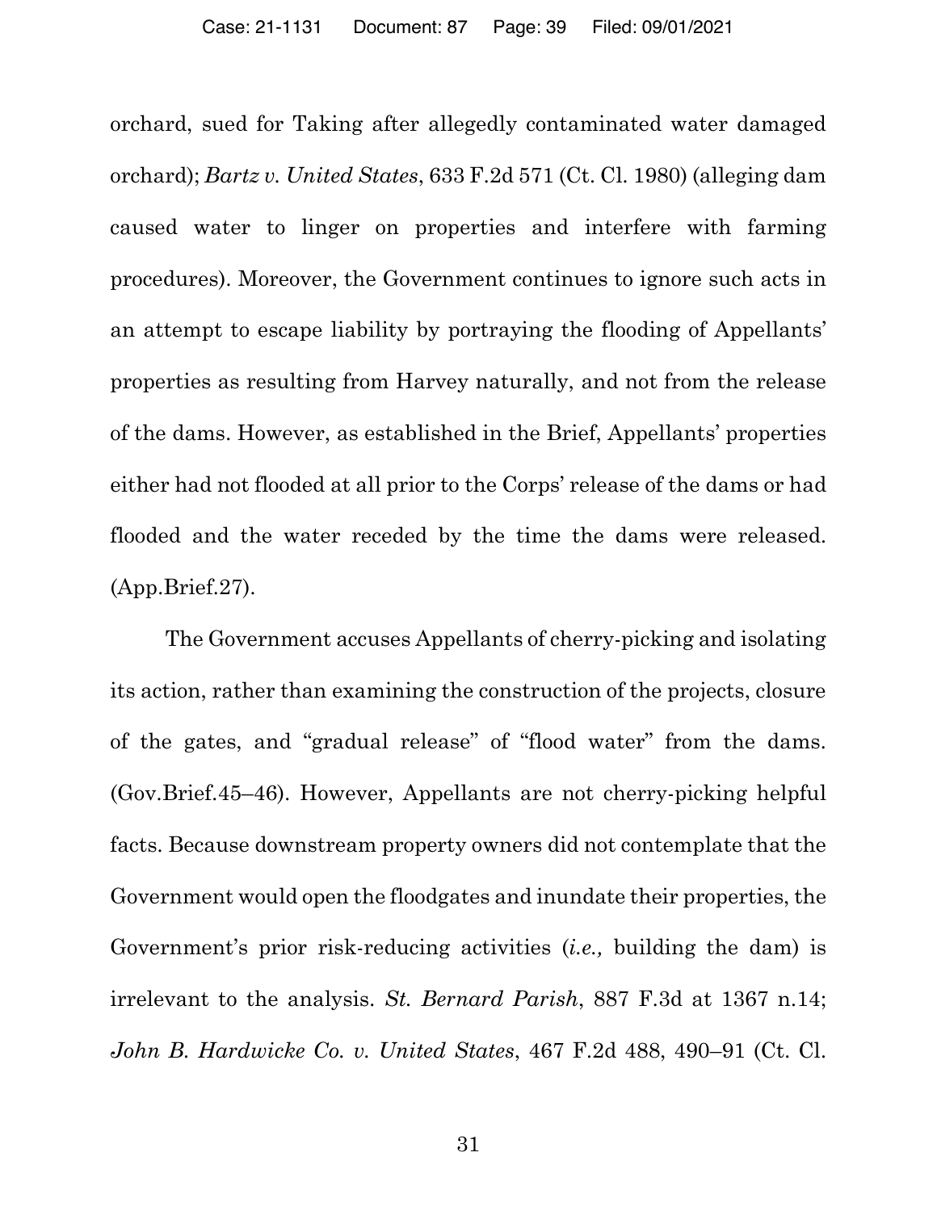orchard, sued for Taking after allegedly contaminated water damaged orchard); *Bartz v. United States*, 633 F.2d 571 (Ct. Cl. 1980) (alleging dam caused water to linger on properties and interfere with farming procedures). Moreover, the Government continues to ignore such acts in an attempt to escape liability by portraying the flooding of Appellants' properties as resulting from Harvey naturally, and not from the release of the dams. However, as established in the Brief, Appellants' properties either had not flooded at all prior to the Corps' release of the dams or had flooded and the water receded by the time the dams were released. (App.Brief.27).

The Government accuses Appellants of cherry-picking and isolating its action, rather than examining the construction of the projects, closure of the gates, and "gradual release" of "flood water" from the dams. (Gov.Brief.45–46). However, Appellants are not cherry-picking helpful facts. Because downstream property owners did not contemplate that the Government would open the floodgates and inundate their properties, the Government's prior risk-reducing activities (*i.e.,* building the dam) is irrelevant to the analysis. *St. Bernard Parish*, 887 F.3d at 1367 n.14; *John B. Hardwicke Co. v. United States*, 467 F.2d 488, 490–91 (Ct. Cl.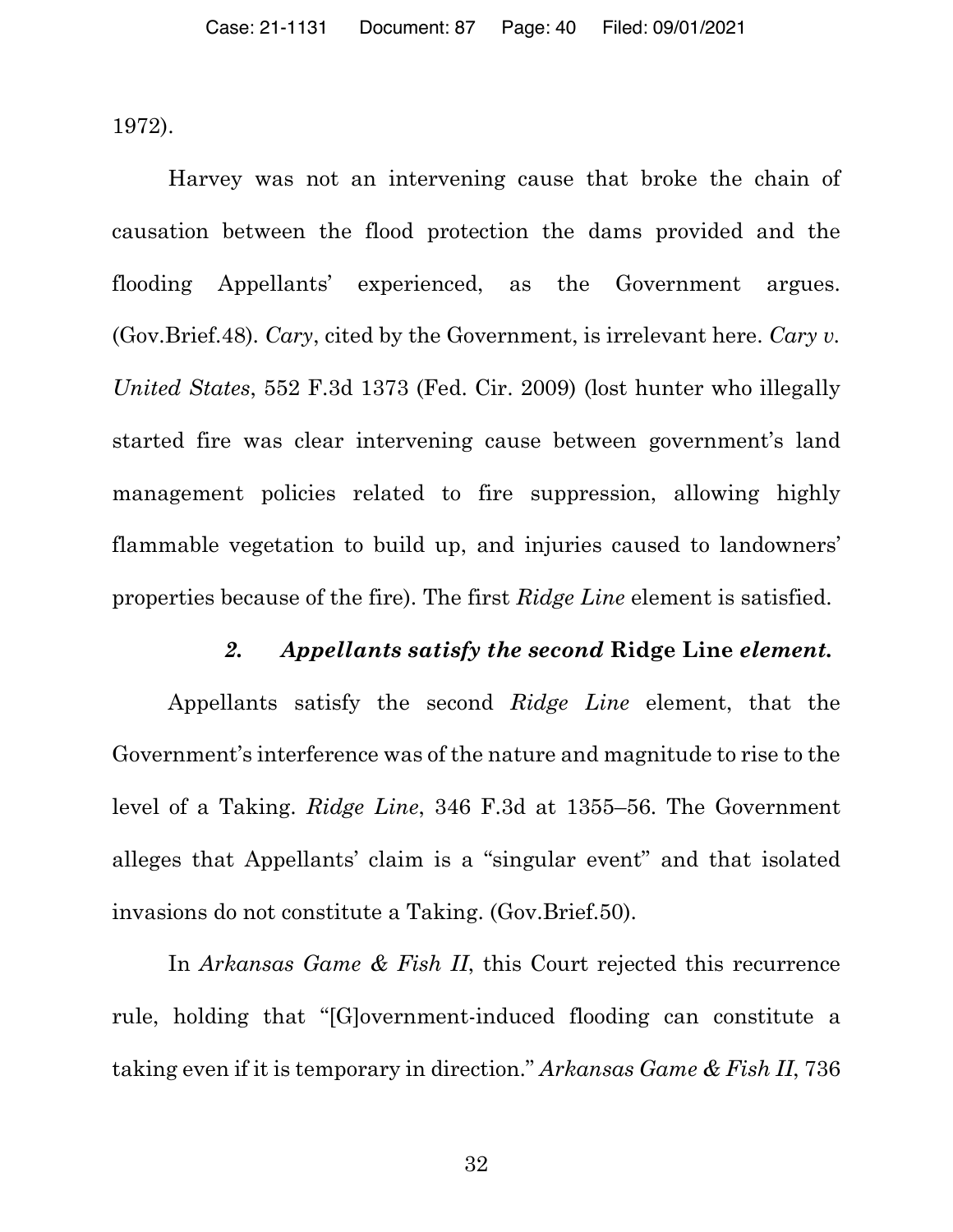1972).

Harvey was not an intervening cause that broke the chain of causation between the flood protection the dams provided and the flooding Appellants' experienced, as the Government argues. (Gov.Brief.48). *Cary*, cited by the Government, is irrelevant here. *Cary v. United States*, 552 F.3d 1373 (Fed. Cir. 2009) (lost hunter who illegally started fire was clear intervening cause between government's land management policies related to fire suppression, allowing highly flammable vegetation to build up, and injuries caused to landowners' properties because of the fire). The first *Ridge Line* element is satisfied.

### *2. Appellants satisfy the second* **Ridge Line** *element.*

Appellants satisfy the second *Ridge Line* element, that the Government's interference was of the nature and magnitude to rise to the level of a Taking. *Ridge Line*, 346 F.3d at 1355–56. The Government alleges that Appellants' claim is a "singular event" and that isolated invasions do not constitute a Taking. (Gov.Brief.50).

In *Arkansas Game & Fish II*, this Court rejected this recurrence rule, holding that "[G]overnment-induced flooding can constitute a taking even if it is temporary in direction." *Arkansas Game & Fish II*, 736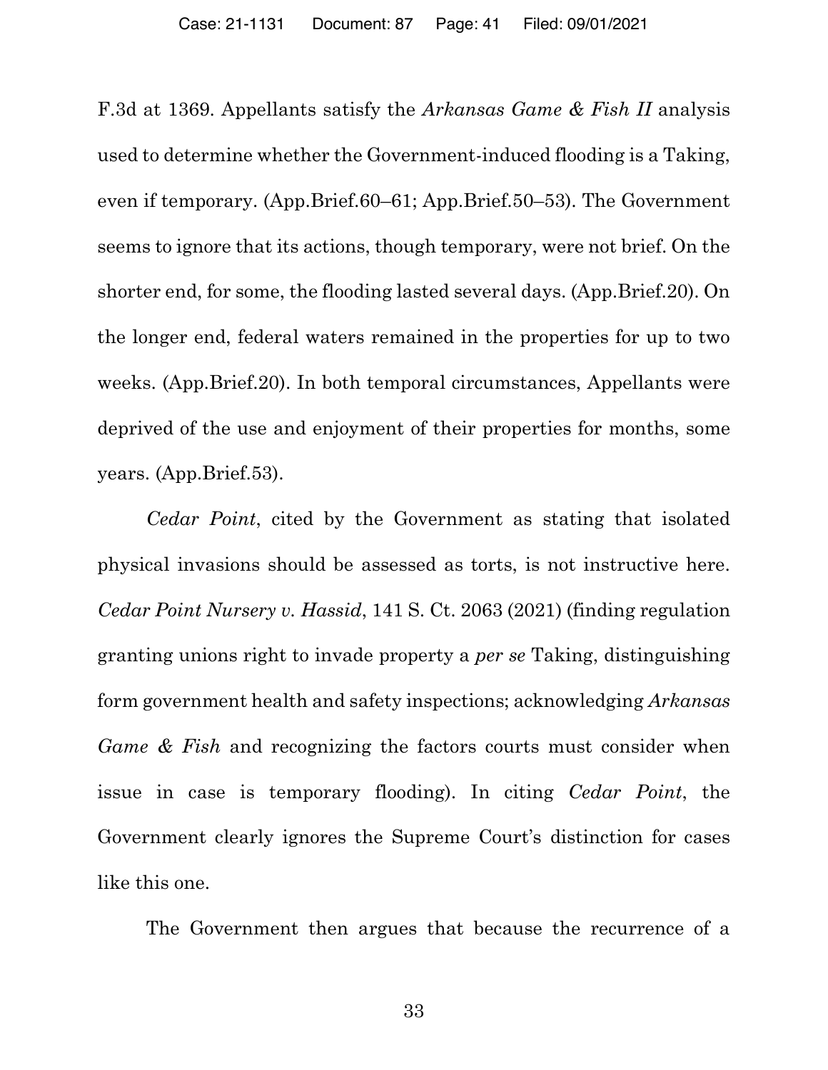F.3d at 1369. Appellants satisfy the *Arkansas Game & Fish II* analysis used to determine whether the Government-induced flooding is a Taking, even if temporary. (App.Brief.60–61; App.Brief.50–53). The Government seems to ignore that its actions, though temporary, were not brief. On the shorter end, for some, the flooding lasted several days. (App.Brief.20). On the longer end, federal waters remained in the properties for up to two weeks. (App.Brief.20). In both temporal circumstances, Appellants were deprived of the use and enjoyment of their properties for months, some years. (App.Brief.53).

*Cedar Point*, cited by the Government as stating that isolated physical invasions should be assessed as torts, is not instructive here. *Cedar Point Nursery v. Hassid*, 141 S. Ct. 2063 (2021) (finding regulation granting unions right to invade property a *per se* Taking, distinguishing form government health and safety inspections; acknowledging *Arkansas Game & Fish* and recognizing the factors courts must consider when issue in case is temporary flooding). In citing *Cedar Point*, the Government clearly ignores the Supreme Court's distinction for cases like this one.

The Government then argues that because the recurrence of a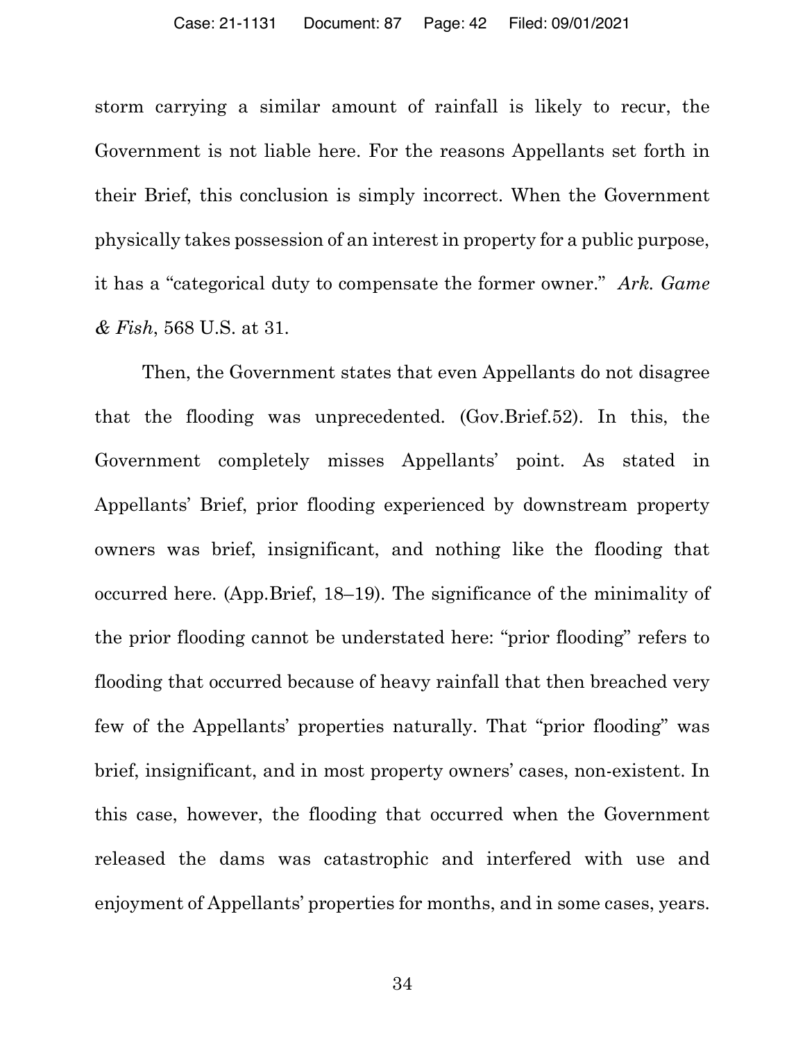storm carrying a similar amount of rainfall is likely to recur, the Government is not liable here. For the reasons Appellants set forth in their Brief, this conclusion is simply incorrect. When the Government physically takes possession of an interest in property for a public purpose, it has a "categorical duty to compensate the former owner." *Ark. Game & Fish*, 568 U.S. at 31.

Then, the Government states that even Appellants do not disagree that the flooding was unprecedented. (Gov.Brief.52). In this, the Government completely misses Appellants' point. As stated in Appellants' Brief, prior flooding experienced by downstream property owners was brief, insignificant, and nothing like the flooding that occurred here. (App.Brief, 18–19). The significance of the minimality of the prior flooding cannot be understated here: "prior flooding" refers to flooding that occurred because of heavy rainfall that then breached very few of the Appellants' properties naturally. That "prior flooding" was brief, insignificant, and in most property owners' cases, non-existent. In this case, however, the flooding that occurred when the Government released the dams was catastrophic and interfered with use and enjoyment of Appellants' properties for months, and in some cases, years.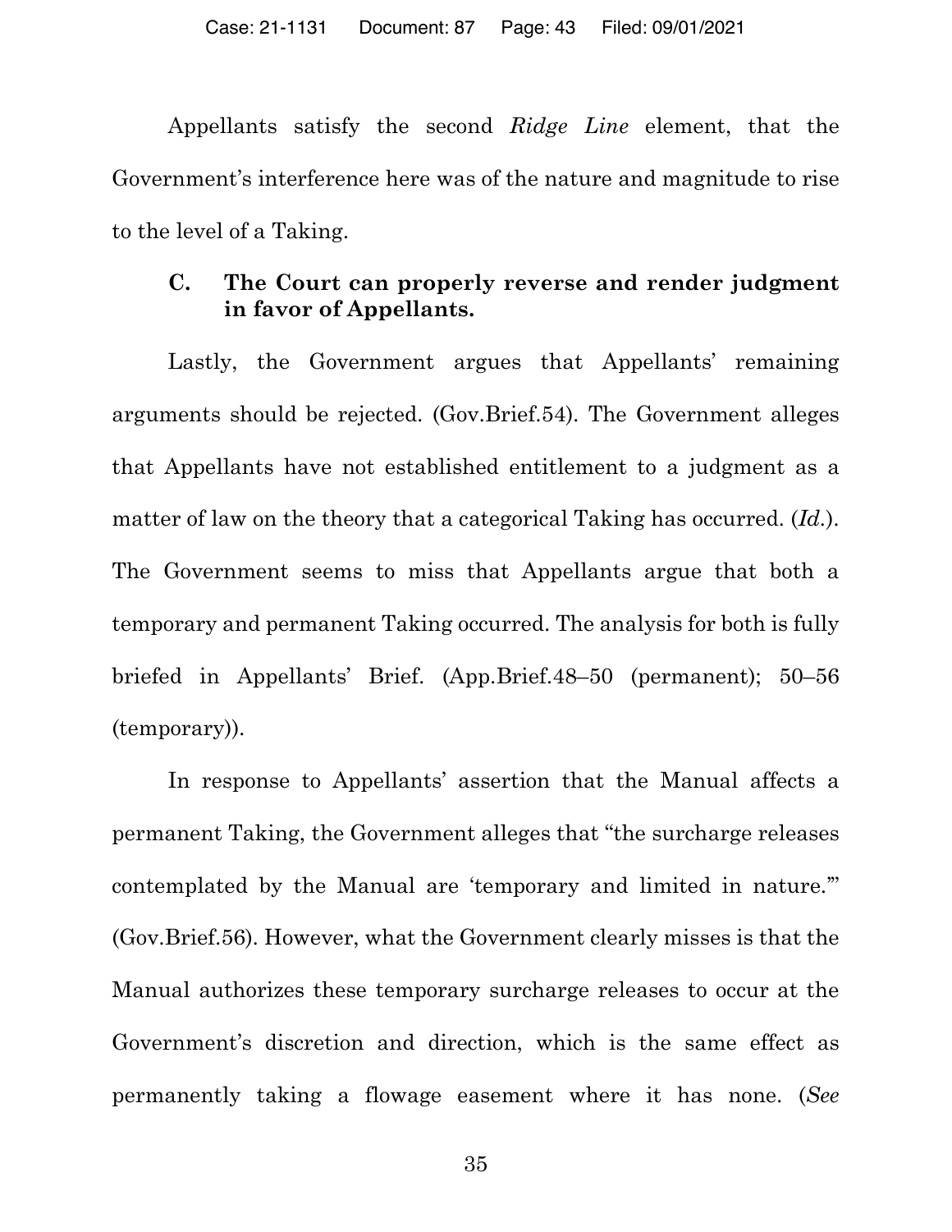Appellants satisfy the second *Ridge Line* element, that the Government's interference here was of the nature and magnitude to rise to the level of a Taking.

### C. The Court can properly reverse and render judgment in favor of Appellants.

Lastly, the Government argues that Appellants' remaining arguments should be rejected. (Gov.Brief.54). The Government alleges that Appellants have not established entitlement to a judgment as a matter of law on the theory that a categorical Taking has occurred. (*Id.*). The Government seems to miss that Appellants argue that both a temporary and permanent Taking occurred. The analysis for both is fully briefed in Appellants' Brief. (App.Brief.48–50 (permanent); 50–56 (temporary)).

In response to Appellants' assertion that the Manual affects a permanent Taking, the Government alleges that "the surcharge releases contemplated by the Manual are 'temporary and limited in nature.'" (Gov.Brief.56). However, what the Government clearly misses is that the Manual authorizes these temporary surcharge releases to occur at the Government's discretion and direction, which is the same effect as permanently taking a flowage easement where it has none. (*See*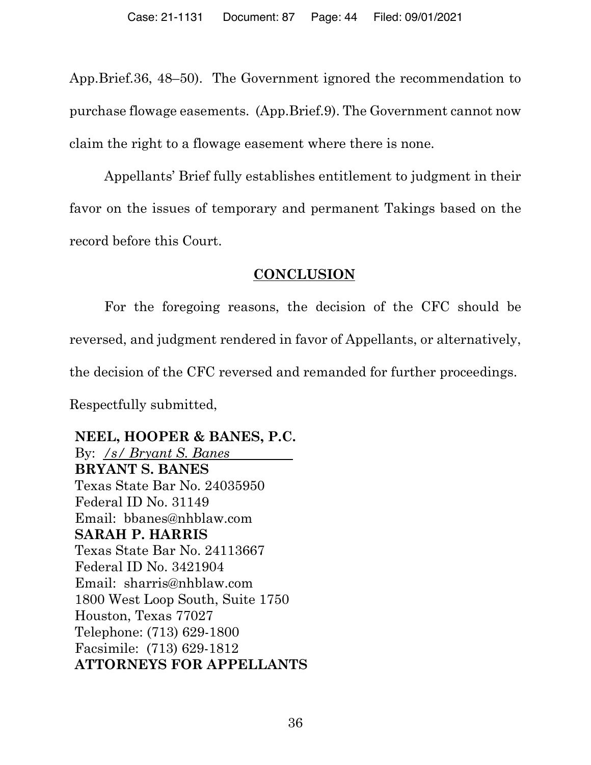App.Brief.36, 48–50). The Government ignored the recommendation to purchase flowage easements. (App.Brief.9). The Government cannot now claim the right to a flowage easement where there is none.

Appellants' Brief fully establishes entitlement to judgment in their favor on the issues of temporary and permanent Takings based on the record before this Court.

## CONCLUSION

For the foregoing reasons, the decision of the CFC should be reversed, and judgment rendered in favor of Appellants, or alternatively, the decision of the CFC reversed and remanded for further proceedings.

Respectfully submitted,

**NEEL, HOOPER & BANES, P.C.**
By: *<u>/s/ Bryant S. Banes</u>*
**BRYANT S. BANES**
Texas State Bar No. 24035950
Federal ID No. 31149
Email: bbanes@nhblaw.com
**SARAH P. HARRIS**
Texas State Bar No. 24113667
Federal ID No. 3421904
Email: sharris@nhblaw.com
1800 West Loop South, Suite 1750
Houston, Texas 77027
Telephone: (713) 629-1800
Facsimile: (713) 629-1812
**ATTORNEYS FOR APPELLANTS**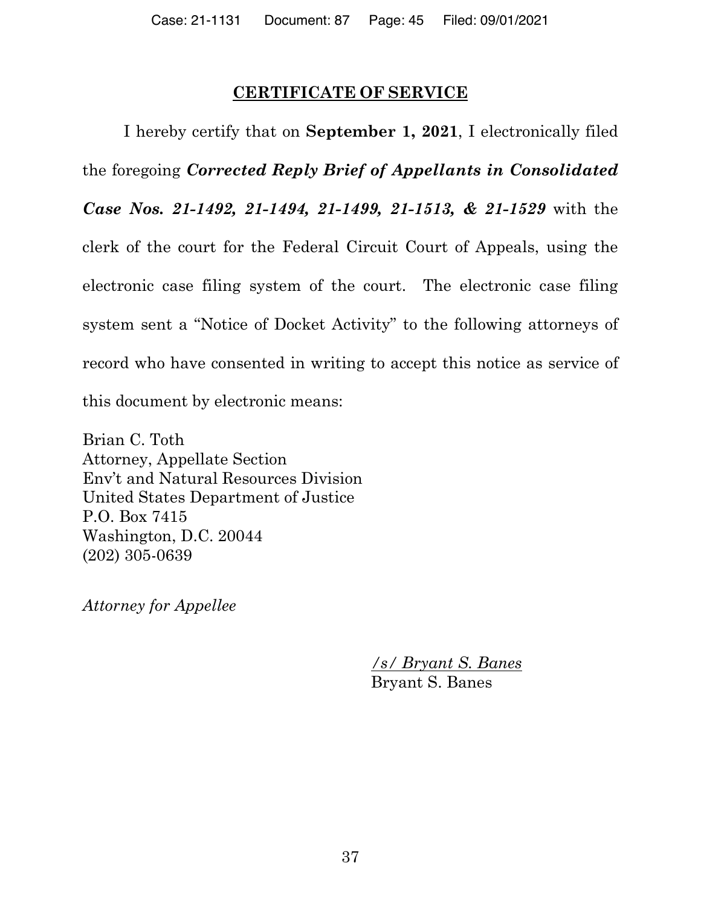## CERTIFICATE OF SERVICE

I hereby certify that on **September 1, 2021**, I electronically filed the foregoing ***Corrected Reply Brief of Appellants in Consolidated Case Nos. 21-1492, 21-1494, 21-1499, 21-1513, & 21-1529*** with the clerk of the court for the Federal Circuit Court of Appeals, using the electronic case filing system of the court. The electronic case filing system sent a "Notice of Docket Activity" to the following attorneys of record who have consented in writing to accept this notice as service of this document by electronic means:

Brian C. Toth
Attorney, Appellate Section
Env't and Natural Resources Division
United States Department of Justice
P.O. Box 7415
Washington, D.C. 20044
(202) 305-0639

*Attorney for Appellee*

*/s/ Bryant S. Banes*
Bryant S. Banes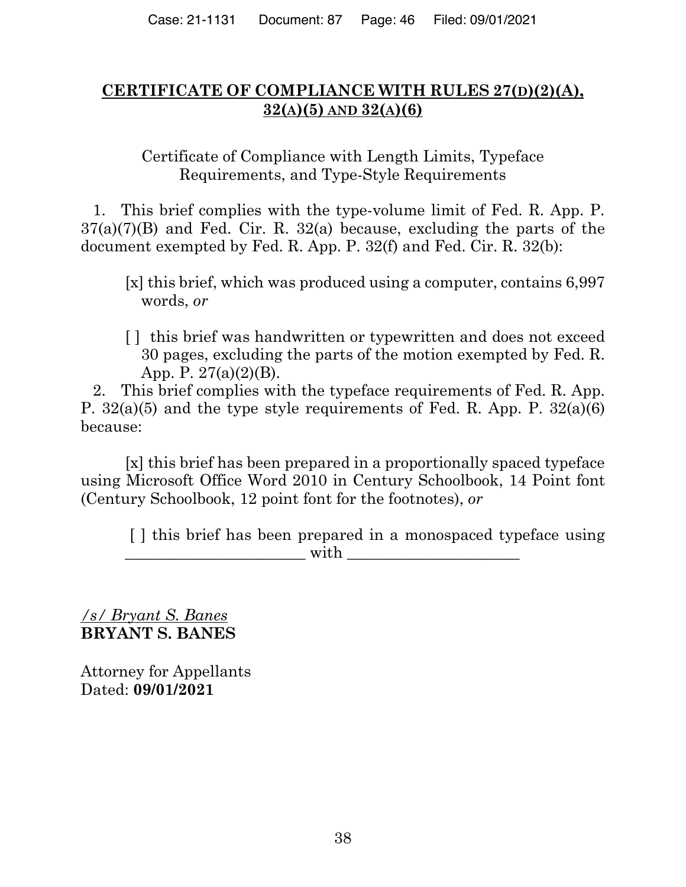## CERTIFICATE OF COMPLIANCE WITH RULES 27(D)(2)(A), 32(A)(5) AND 32(A)(6)

Certificate of Compliance with Length Limits, Typeface Requirements, and Type-Style Requirements

1. This brief complies with the type-volume limit of Fed. R. App. P. 37(a)(7)(B) and Fed. Cir. R. 32(a) because, excluding the parts of the document exempted by Fed. R. App. P. 32(f) and Fed. Cir. R. 32(b):

   [x] this brief, which was produced using a computer, contains 6,997 words, *or*

   [ ] this brief was handwritten or typewritten and does not exceed 30 pages, excluding the parts of the motion exempted by Fed. R. App. P. 27(a)(2)(B).

2. This brief complies with the typeface requirements of Fed. R. App. P. 32(a)(5) and the type style requirements of Fed. R. App. P. 32(a)(6) because:

   [x] this brief has been prepared in a proportionally spaced typeface using Microsoft Office Word 2010 in Century Schoolbook, 14 Point font (Century Schoolbook, 12 point font for the footnotes), *or*

   [ ] this brief has been prepared in a monospaced typeface using \_\_\_\_\_\_\_\_\_\_\_\_\_\_\_\_\_\_\_\_\_\_\_ with \_\_\_\_\_\_\_\_\_\_\_\_\_\_\_\_\_\_\_\_\_\_

*/s/ Bryant S. Banes*
**BRYANT S. BANES**

Attorney for Appellants
Dated: **09/01/2021**